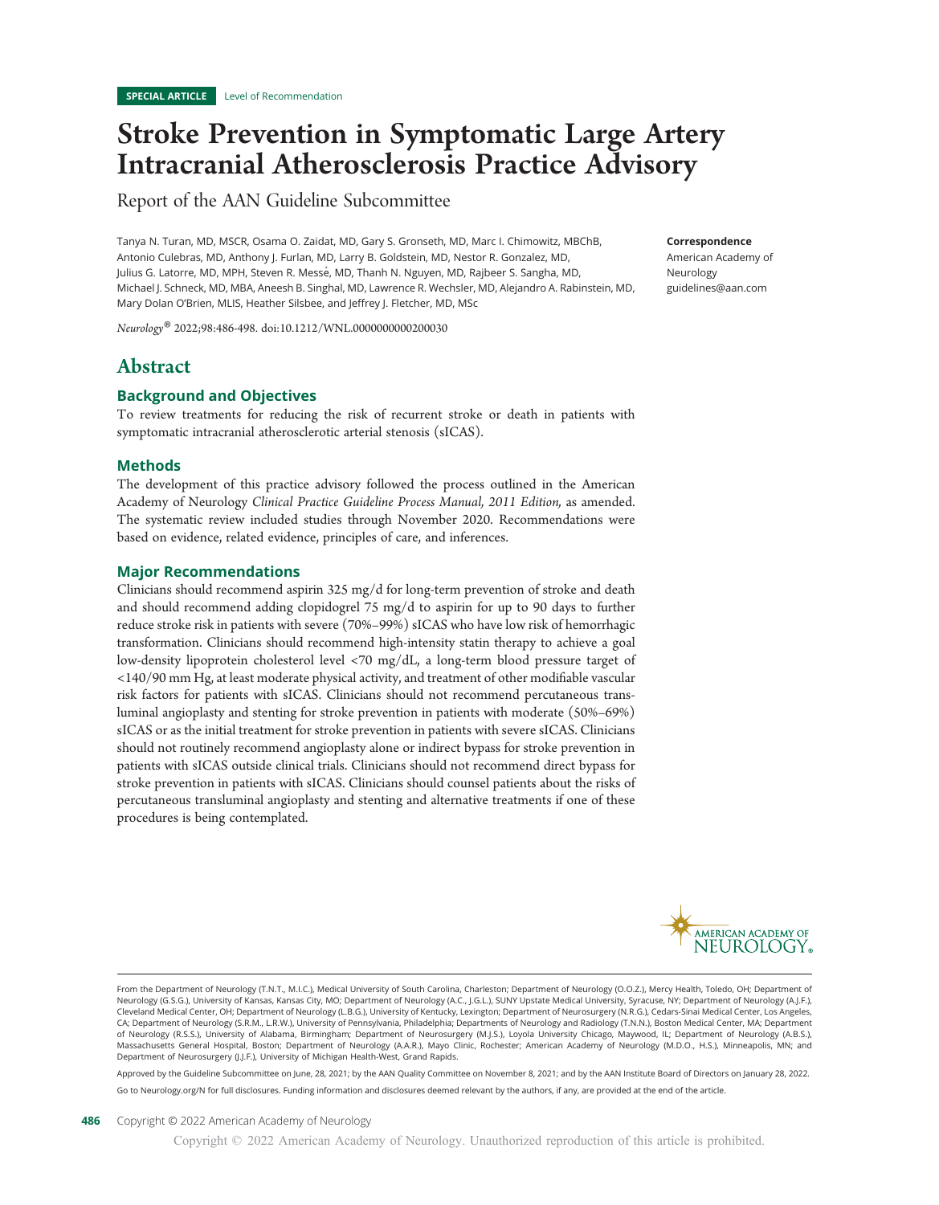SPECIAL ARTICLE Level of Recommendation

# Stroke Prevention in Symptomatic Large Artery Intracranial Atherosclerosis Practice Advisory

Report of the AAN Guideline Subcommittee

Tanya N. Turan, MD, MSCR, Osama O. Zaidat, MD, Gary S. Gronseth, MD, Marc I. Chimowitz, MBChB, Antonio Culebras, MD, Anthony J. Furlan, MD, Larry B. Goldstein, MD, Nestor R. Gonzalez, MD, Julius G. Latorre, MD, MPH, Steven R. Messé, MD, Thanh N. Nguyen, MD, Rajbeer S. Sangha, MD, Michael J. Schneck, MD, MBA, Aneesh B. Singhal, MD, Lawrence R. Wechsler, MD, Alejandro A. Rabinstein, MD, Mary Dolan O'Brien, MLIS, Heather Silsbee, and Jeffrey J. Fletcher, MD, MSc

*Neurology*® 2022;98:486-498. doi:10.1212/WNL.0000000000200030

**Correspondence**

American Academy of Neurology guidelines@aan.com

## Abstract

### Background and Objectives

To review treatments for reducing the risk of recurrent stroke or death in patients with symptomatic intracranial atherosclerotic arterial stenosis (sICAS).

### Methods

The development of this practice advisory followed the process outlined in the American Academy of Neurology *Clinical Practice Guideline Process Manual, 2011 Edition,* as amended. The systematic review included studies through November 2020. Recommendations were based on evidence, related evidence, principles of care, and inferences.

### Major Recommendations

Clinicians should recommend aspirin 325 mg/d for long-term prevention of stroke and death and should recommend adding clopidogrel 75 mg/d to aspirin for up to 90 days to further reduce stroke risk in patients with severe (70%–99%) sICAS who have low risk of hemorrhagic transformation. Clinicians should recommend high-intensity statin therapy to achieve a goal low-density lipoprotein cholesterol level <70 mg/dL, a long-term blood pressure target of <140/90 mm Hg, at least moderate physical activity, and treatment of other modifiable vascular risk factors for patients with sICAS. Clinicians should not recommend percutaneous transluminal angioplasty and stenting for stroke prevention in patients with moderate (50%–69%) sICAS or as the initial treatment for stroke prevention in patients with severe sICAS. Clinicians should not routinely recommend angioplasty alone or indirect bypass for stroke prevention in patients with sICAS outside clinical trials. Clinicians should not recommend direct bypass for stroke prevention in patients with sICAS. Clinicians should counsel patients about the risks of percutaneous transluminal angioplasty and stenting and alternative treatments if one of these procedures is being contemplated.

From the Department of Neurology (T.N.T., M.I.C.), Medical University of South Carolina, Charleston; Department of Neurology (O.O.Z.), Mercy Health, Toledo, OH; Department of Neurology (G.S.G.), University of Kansas, Kansas City, MO; Department of Neurology (A.C., J.G.L.), SUNY Upstate Medical University, Syracuse, NY; Department of Neurology (A.J.F.), Cleveland Medical Center, OH; Department of Neurology (L.B.G.), University of Kentucky, Lexington; Department of Neurosurgery (N.R.G.), Cedars-Sinai Medical Center, Los Angeles, CA; Department of Neurology (S.R.M., L.R.W.), University of Pennsylvania, Philadelphia; Departments of Neurology and Radiology (T.N.N.), Boston Medical Center, MA; Department of Neurology (R.S.S.), University of Alabama, Birmingham; Department of Neurosurgery (M.J.S.), Loyola University Chicago, Maywood, IL; Department of Neurology (A.B.S.), Massachusetts General Hospital, Boston; Department of Neurology (A.A.R.), Mayo Clinic, Rochester; American Academy of Neurology (M.D.O., H.S.), Minneapolis, MN; and Department of Neurosurgery (J.J.F.), University of Michigan Health-West, Grand Rapids.

Approved by the Guideline Subcommittee on June, 28, 2021; by the AAN Quality Committee on November 8, 2021; and by the AAN Institute Board of Directors on January 28, 2022.

Go to Neurology.org/N for full disclosures. Funding information and disclosures deemed relevant by the authors, if any, are provided at the end of the article.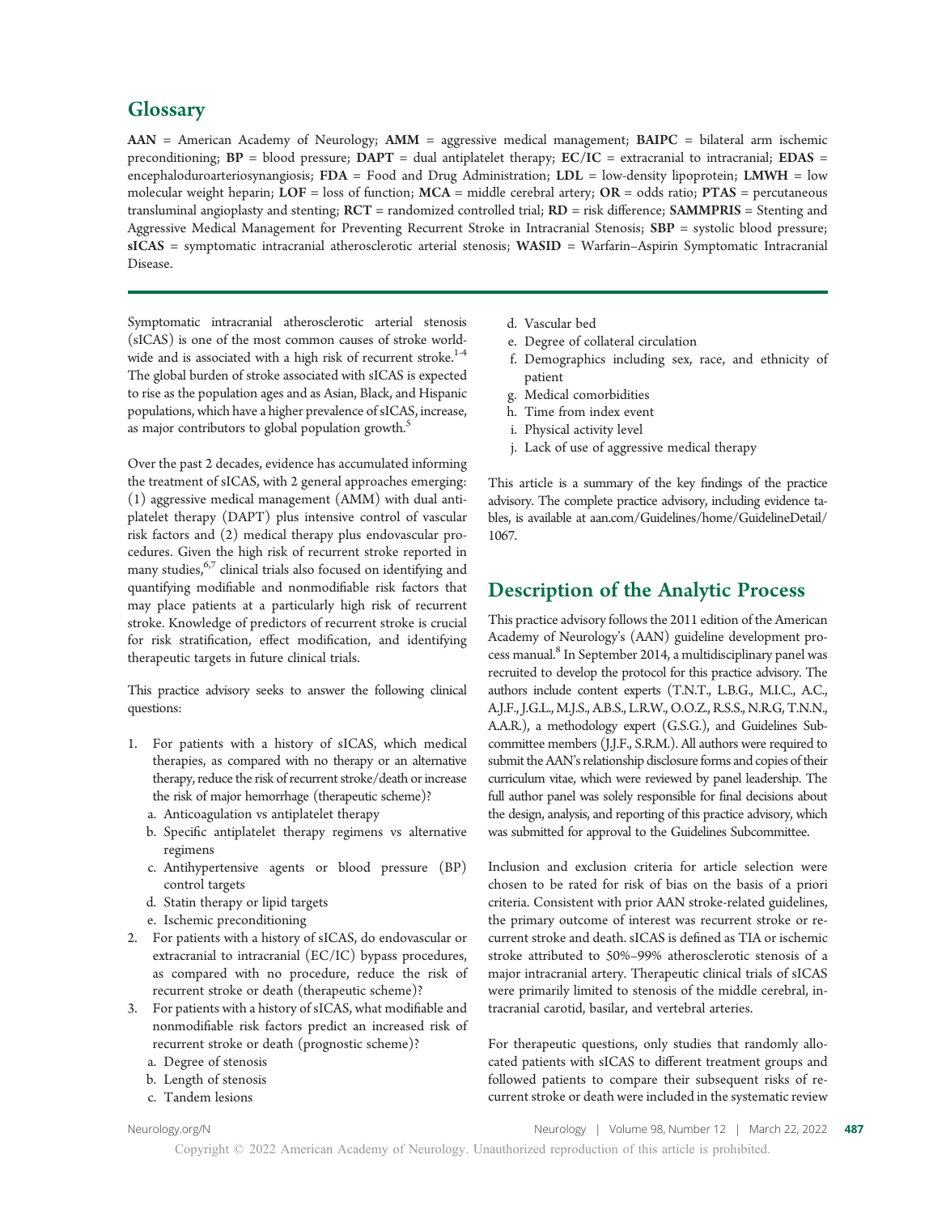## Glossary

**AAN** = American Academy of Neurology; **AMM** = aggressive medical management; **BAIPC** = bilateral arm ischemic preconditioning; **BP** = blood pressure; **DAPT** = dual antiplatelet therapy; **EC/IC** = extracranial to intracranial; **EDAS** = encephaloduroarteriosynangiosis; **FDA** = Food and Drug Administration; **LDL** = low-density lipoprotein; **LMWH** = low molecular weight heparin; **LOF** = loss of function; **MCA** = middle cerebral artery; **OR** = odds ratio; **PTAS** = percutaneous transluminal angioplasty and stenting; **RCT** = randomized controlled trial; **RD** = risk difference; **SAMMPRIS** = Stenting and Aggressive Medical Management for Preventing Recurrent Stroke in Intracranial Stenosis; **SBP** = systolic blood pressure; **sICAS** = symptomatic intracranial atherosclerotic arterial stenosis; **WASID** = Warfarin–Aspirin Symptomatic Intracranial Disease.

Symptomatic intracranial atherosclerotic arterial stenosis (sICAS) is one of the most common causes of stroke worldwide and is associated with a high risk of recurrent stroke.[1-4] The global burden of stroke associated with sICAS is expected to rise as the population ages and as Asian, Black, and Hispanic populations, which have a higher prevalence of sICAS, increase, as major contributors to global population growth.[5]

Over the past 2 decades, evidence has accumulated informing the treatment of sICAS, with 2 general approaches emerging: (1) aggressive medical management (AMM) with dual antiplatelet therapy (DAPT) plus intensive control of vascular risk factors and (2) medical therapy plus endovascular procedures. Given the high risk of recurrent stroke reported in many studies,[6,7] clinical trials also focused on identifying and quantifying modifiable and nonmodifiable risk factors that may place patients at a particularly high risk of recurrent stroke. Knowledge of predictors of recurrent stroke is crucial for risk stratification, effect modification, and identifying therapeutic targets in future clinical trials.

This practice advisory seeks to answer the following clinical questions:

1. For patients with a history of sICAS, which medical therapies, as compared with no therapy or an alternative therapy, reduce the risk of recurrent stroke/death or increase the risk of major hemorrhage (therapeutic scheme)?
   a. Anticoagulation vs antiplatelet therapy
   b. Specific antiplatelet therapy regimens vs alternative regimens
   c. Antihypertensive agents or blood pressure (BP) control targets
   d. Statin therapy or lipid targets
   e. Ischemic preconditioning
2. For patients with a history of sICAS, do endovascular or extracranial to intracranial (EC/IC) bypass procedures, as compared with no procedure, reduce the risk of recurrent stroke or death (therapeutic scheme)?
3. For patients with a history of sICAS, what modifiable and nonmodifiable risk factors predict an increased risk of recurrent stroke or death (prognostic scheme)?
   a. Degree of stenosis
   b. Length of stenosis
   c. Tandem lesions
   d. Vascular bed
   e. Degree of collateral circulation
   f. Demographics including sex, race, and ethnicity of patient
   g. Medical comorbidities
   h. Time from index event
   i. Physical activity level
   j. Lack of use of aggressive medical therapy

This article is a summary of the key findings of the practice advisory. The complete practice advisory, including evidence tables, is available at aan.com/Guidelines/home/GuidelineDetail/1067.

## Description of the Analytic Process

This practice advisory follows the 2011 edition of the American Academy of Neurology's (AAN) guideline development process manual.[8] In September 2014, a multidisciplinary panel was recruited to develop the protocol for this practice advisory. The authors include content experts (T.N.T., L.B.G., M.I.C., A.C., A.J.F., J.G.L., M.J.S., A.B.S., L.R.W., O.O.Z., R.S.S., N.R.G, T.N.N., A.A.R.), a methodology expert (G.S.G.), and Guidelines Subcommittee members (J.J.F., S.R.M.). All authors were required to submit the AAN's relationship disclosure forms and copies of their curriculum vitae, which were reviewed by panel leadership. The full author panel was solely responsible for final decisions about the design, analysis, and reporting of this practice advisory, which was submitted for approval to the Guidelines Subcommittee.

Inclusion and exclusion criteria for article selection were chosen to be rated for risk of bias on the basis of a priori criteria. Consistent with prior AAN stroke-related guidelines, the primary outcome of interest was recurrent stroke or recurrent stroke and death. sICAS is defined as TIA or ischemic stroke attributed to 50%–99% atherosclerotic stenosis of a major intracranial artery. Therapeutic clinical trials of sICAS were primarily limited to stenosis of the middle cerebral, intracranial carotid, basilar, and vertebral arteries.

For therapeutic questions, only studies that randomly allocated patients with sICAS to different treatment groups and followed patients to compare their subsequent risks of recurrent stroke or death were included in the systematic review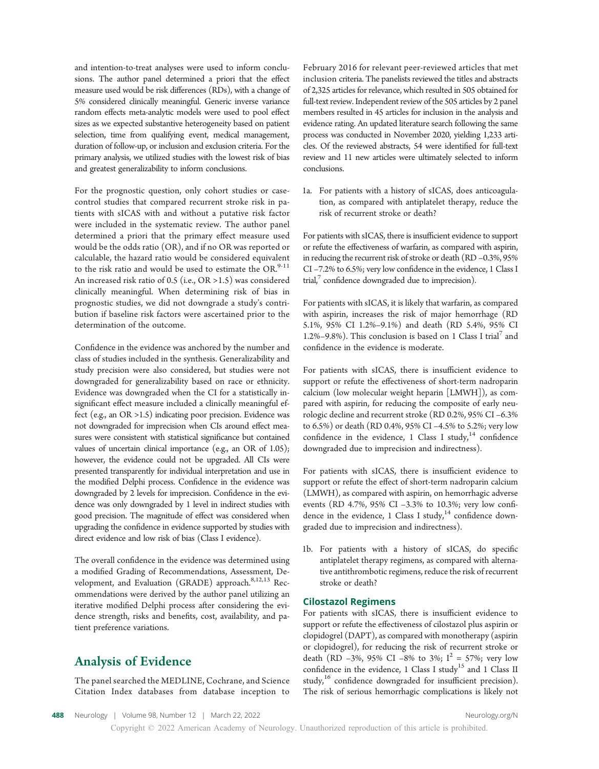and intention-to-treat analyses were used to inform conclusions. The author panel determined a priori that the effect measure used would be risk differences (RDs), with a change of 5% considered clinically meaningful. Generic inverse variance random effects meta-analytic models were used to pool effect sizes as we expected substantive heterogeneity based on patient selection, time from qualifying event, medical management, duration of follow-up, or inclusion and exclusion criteria. For the primary analysis, we utilized studies with the lowest risk of bias and greatest generalizability to inform conclusions.

For the prognostic question, only cohort studies or case-control studies that compared recurrent stroke risk in patients with sICAS with and without a putative risk factor were included in the systematic review. The author panel determined a priori that the primary effect measure used would be the odds ratio (OR), and if no OR was reported or calculable, the hazard ratio would be considered equivalent to the risk ratio and would be used to estimate the OR.[9-11] An increased risk ratio of 0.5 (i.e., OR >1.5) was considered clinically meaningful. When determining risk of bias in prognostic studies, we did not downgrade a study's contribution if baseline risk factors were ascertained prior to the determination of the outcome.

Confidence in the evidence was anchored by the number and class of studies included in the synthesis. Generalizability and study precision were also considered, but studies were not downgraded for generalizability based on race or ethnicity. Evidence was downgraded when the CI for a statistically insignificant effect measure included a clinically meaningful effect (e.g., an OR >1.5) indicating poor precision. Evidence was not downgraded for imprecision when CIs around effect measures were consistent with statistical significance but contained values of uncertain clinical importance (e.g., an OR of 1.05); however, the evidence could not be upgraded. All CIs were presented transparently for individual interpretation and use in the modified Delphi process. Confidence in the evidence was downgraded by 2 levels for imprecision. Confidence in the evidence was only downgraded by 1 level in indirect studies with good precision. The magnitude of effect was considered when upgrading the confidence in evidence supported by studies with direct evidence and low risk of bias (Class I evidence).

The overall confidence in the evidence was determined using a modified Grading of Recommendations, Assessment, Development, and Evaluation (GRADE) approach.[8,12,13] Recommendations were derived by the author panel utilizing an iterative modified Delphi process after considering the evidence strength, risks and benefits, cost, availability, and patient preference variations.

## Analysis of Evidence

The panel searched the MEDLINE, Cochrane, and Science Citation Index databases from database inception to February 2016 for relevant peer-reviewed articles that met inclusion criteria. The panelists reviewed the titles and abstracts of 2,325 articles for relevance, which resulted in 505 obtained for full-text review. Independent review of the 505 articles by 2 panel members resulted in 45 articles for inclusion in the analysis and evidence rating. An updated literature search following the same process was conducted in November 2020, yielding 1,233 articles. Of the reviewed abstracts, 54 were identified for full-text review and 11 new articles were ultimately selected to inform conclusions.

1a. For patients with a history of sICAS, does anticoagulation, as compared with antiplatelet therapy, reduce the risk of recurrent stroke or death?

For patients with sICAS, there is insufficient evidence to support or refute the effectiveness of warfarin, as compared with aspirin, in reducing the recurrent risk of stroke or death (RD –0.3%, 95% CI –7.2% to 6.5%; very low confidence in the evidence, 1 Class I trial,[7] confidence downgraded due to imprecision).

For patients with sICAS, it is likely that warfarin, as compared with aspirin, increases the risk of major hemorrhage (RD 5.1%, 95% CI 1.2%–9.1%) and death (RD 5.4%, 95% CI 1.2%–9.8%). This conclusion is based on 1 Class I trial[7] and confidence in the evidence is moderate.

For patients with sICAS, there is insufficient evidence to support or refute the effectiveness of short-term nadroparin calcium (low molecular weight heparin [LMWH]), as compared with aspirin, for reducing the composite of early neurologic decline and recurrent stroke (RD 0.2%, 95% CI –6.3% to 6.5%) or death (RD 0.4%, 95% CI –4.5% to 5.2%; very low confidence in the evidence, 1 Class I study,[14] confidence downgraded due to imprecision and indirectness).

For patients with sICAS, there is insufficient evidence to support or refute the effect of short-term nadroparin calcium (LMWH), as compared with aspirin, on hemorrhagic adverse events (RD 4.7%, 95% CI –3.3% to 10.3%; very low confidence in the evidence, 1 Class I study,[14] confidence downgraded due to imprecision and indirectness).

1b. For patients with a history of sICAS, do specific antiplatelet therapy regimens, as compared with alternative antithrombotic regimens, reduce the risk of recurrent stroke or death?

### Cilostazol Regimens

For patients with sICAS, there is insufficient evidence to support or refute the effectiveness of cilostazol plus aspirin or clopidogrel (DAPT), as compared with monotherapy (aspirin or clopidogrel), for reducing the risk of recurrent stroke or death (RD –3%, 95% CI –8% to 3%; $I^2$ = 57%; very low confidence in the evidence, 1 Class I study[15] and 1 Class II study,[16] confidence downgraded for insufficient precision). The risk of serious hemorrhagic complications is likely not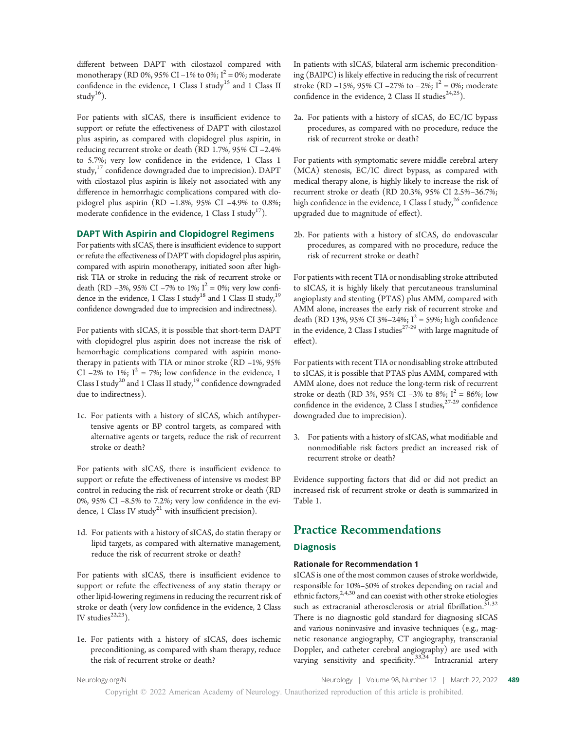different between DAPT with cilostazol compared with monotherapy (RD 0%, 95% CI –1% to 0%; $I^2 = 0\%$; moderate confidence in the evidence, 1 Class I study[15] and 1 Class II study[16]).

For patients with sICAS, there is insufficient evidence to support or refute the effectiveness of DAPT with cilostazol plus aspirin, as compared with clopidogrel plus aspirin, in reducing recurrent stroke or death (RD 1.7%, 95% CI –2.4% to 5.7%; very low confidence in the evidence, 1 Class 1 study,[17] confidence downgraded due to imprecision). DAPT with cilostazol plus aspirin is likely not associated with any difference in hemorrhagic complications compared with clopidogrel plus aspirin (RD –1.8%, 95% CI –4.9% to 0.8%; moderate confidence in the evidence, 1 Class I study[17]).

### DAPT With Aspirin and Clopidogrel Regimens

For patients with sICAS, there is insufficient evidence to support or refute the effectiveness of DAPT with clopidogrel plus aspirin, compared with aspirin monotherapy, initiated soon after high-risk TIA or stroke in reducing the risk of recurrent stroke or death (RD –3%, 95% CI –7% to 1%; $I^2 = 0\%$; very low confidence in the evidence, 1 Class I study[18] and 1 Class II study,[19] confidence downgraded due to imprecision and indirectness).

For patients with sICAS, it is possible that short-term DAPT with clopidogrel plus aspirin does not increase the risk of hemorrhagic complications compared with aspirin monotherapy in patients with TIA or minor stroke (RD –1%, 95% CI –2% to 1%; $I^2 = 7\%$; low confidence in the evidence, 1 Class I study[20] and 1 Class II study,[19] confidence downgraded due to indirectness).

1c. For patients with a history of sICAS, which antihypertensive agents or BP control targets, as compared with alternative agents or targets, reduce the risk of recurrent stroke or death?

For patients with sICAS, there is insufficient evidence to support or refute the effectiveness of intensive vs modest BP control in reducing the risk of recurrent stroke or death (RD 0%, 95% CI –8.5% to 7.2%; very low confidence in the evidence, 1 Class IV study[21] with insufficient precision).

1d. For patients with a history of sICAS, do statin therapy or lipid targets, as compared with alternative management, reduce the risk of recurrent stroke or death?

For patients with sICAS, there is insufficient evidence to support or refute the effectiveness of any statin therapy or other lipid-lowering regimens in reducing the recurrent risk of stroke or death (very low confidence in the evidence, 2 Class IV studies[22,23]).

1e. For patients with a history of sICAS, does ischemic preconditioning, as compared with sham therapy, reduce the risk of recurrent stroke or death?

In patients with sICAS, bilateral arm ischemic preconditioning (BAIPC) is likely effective in reducing the risk of recurrent stroke (RD –15%, 95% CI –27% to –2%; $I^2 = 0\%$; moderate confidence in the evidence, 2 Class II studies[24,25]).

2a. For patients with a history of sICAS, do EC/IC bypass procedures, as compared with no procedure, reduce the risk of recurrent stroke or death?

For patients with symptomatic severe middle cerebral artery (MCA) stenosis, EC/IC direct bypass, as compared with medical therapy alone, is highly likely to increase the risk of recurrent stroke or death (RD 20.3%, 95% CI 2.5%–36.7%; high confidence in the evidence, 1 Class I study,[26] confidence upgraded due to magnitude of effect).

2b. For patients with a history of sICAS, do endovascular procedures, as compared with no procedure, reduce the risk of recurrent stroke or death?

For patients with recent TIA or nondisabling stroke attributed to sICAS, it is highly likely that percutaneous transluminal angioplasty and stenting (PTAS) plus AMM, compared with AMM alone, increases the early risk of recurrent stroke and death (RD 13%, 95% CI 3%–24%; $I^2 = 59\%$; high confidence in the evidence, 2 Class I studies[27-29] with large magnitude of effect).

For patients with recent TIA or nondisabling stroke attributed to sICAS, it is possible that PTAS plus AMM, compared with AMM alone, does not reduce the long-term risk of recurrent stroke or death (RD 3%, 95% CI –3% to 8%; $I^2 = 86\%$; low confidence in the evidence, 2 Class I studies,[27-29] confidence downgraded due to imprecision).

3. For patients with a history of sICAS, what modifiable and nonmodifiable risk factors predict an increased risk of recurrent stroke or death?

Evidence supporting factors that did or did not predict an increased risk of recurrent stroke or death is summarized in Table 1.

## Practice Recommendations

### Diagnosis

#### Rationale for Recommendation 1

sICAS is one of the most common causes of stroke worldwide, responsible for 10%–50% of strokes depending on racial and ethnic factors,[2,4,30] and can coexist with other stroke etiologies such as extracranial atherosclerosis or atrial fibrillation.[31,32] There is no diagnostic gold standard for diagnosing sICAS and various noninvasive and invasive techniques (e.g., magnetic resonance angiography, CT angiography, transcranial Doppler, and catheter cerebral angiography) are used with varying sensitivity and specificity.[33,34] Intracranial artery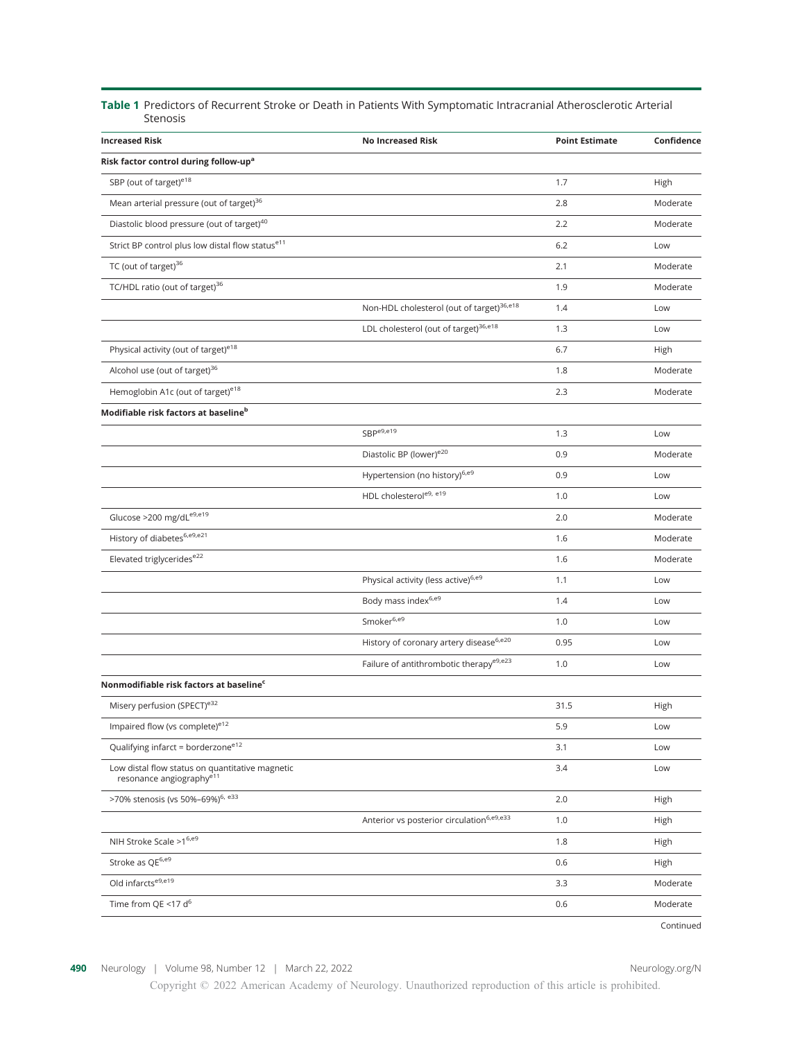**Table 1** Predictors of Recurrent Stroke or Death in Patients With Symptomatic Intracranial Atherosclerotic Arterial Stenosis

| Increased Risk | No Increased Risk | Point Estimate | Confidence |
|---|---|---|---|
| **Risk factor control during follow-up[a]** | | | |
| SBP (out of target)[e18] | | 1.7 | High |
| Mean arterial pressure (out of target)[36] | | 2.8 | Moderate |
| Diastolic blood pressure (out of target)[40] | | 2.2 | Moderate |
| Strict BP control plus low distal flow status[e11] | | 6.2 | Low |
| TC (out of target)[36] | | 2.1 | Moderate |
| TC/HDL ratio (out of target)[36] | | 1.9 | Moderate |
| | Non-HDL cholesterol (out of target)[36,e18] | 1.4 | Low |
| | LDL cholesterol (out of target)[36,e18] | 1.3 | Low |
| Physical activity (out of target)[e18] | | 6.7 | High |
| Alcohol use (out of target)[36] | | 1.8 | Moderate |
| Hemoglobin A1c (out of target)[e18] | | 2.3 | Moderate |
| **Modifiable risk factors at baseline[b]** | | | |
| | SBP[e9,e19] | 1.3 | Low |
| | Diastolic BP (lower)[e20] | 0.9 | Moderate |
| | Hypertension (no history)[6,e9] | 0.9 | Low |
| | HDL cholesterol[e9, e19] | 1.0 | Low |
| Glucose >200 mg/dL[e9,e19] | | 2.0 | Moderate |
| History of diabetes[6,e9,e21] | | 1.6 | Moderate |
| Elevated triglycerides[e22] | | 1.6 | Moderate |
| | Physical activity (less active)[6,e9] | 1.1 | Low |
| | Body mass index[6,e9] | 1.4 | Low |
| | Smoker[6,e9] | 1.0 | Low |
| | History of coronary artery disease[6,e20] | 0.95 | Low |
| | Failure of antithrombotic therapy[e9,e23] | 1.0 | Low |
| **Nonmodifiable risk factors at baseline[c]** | | | |
| Misery perfusion (SPECT)[e32] | | 31.5 | High |
| Impaired flow (vs complete)[e12] | | 5.9 | Low |
| Qualifying infarct = borderzone[e12] | | 3.1 | Low |
| Low distal flow status on quantitative magnetic resonance angiography[e11] | | 3.4 | Low |
| >70% stenosis (vs 50%–69%)[6, e33] | | 2.0 | High |
| | Anterior vs posterior circulation[6,e9,e33] | 1.0 | High |
| NIH Stroke Scale >1[6,e9] | | 1.8 | High |
| Stroke as QE[6,e9] | | 0.6 | High |
| Old infarcts[e9,e19] | | 3.3 | Moderate |
| Time from QE <17 d[6] | | 0.6 | Moderate |

Continued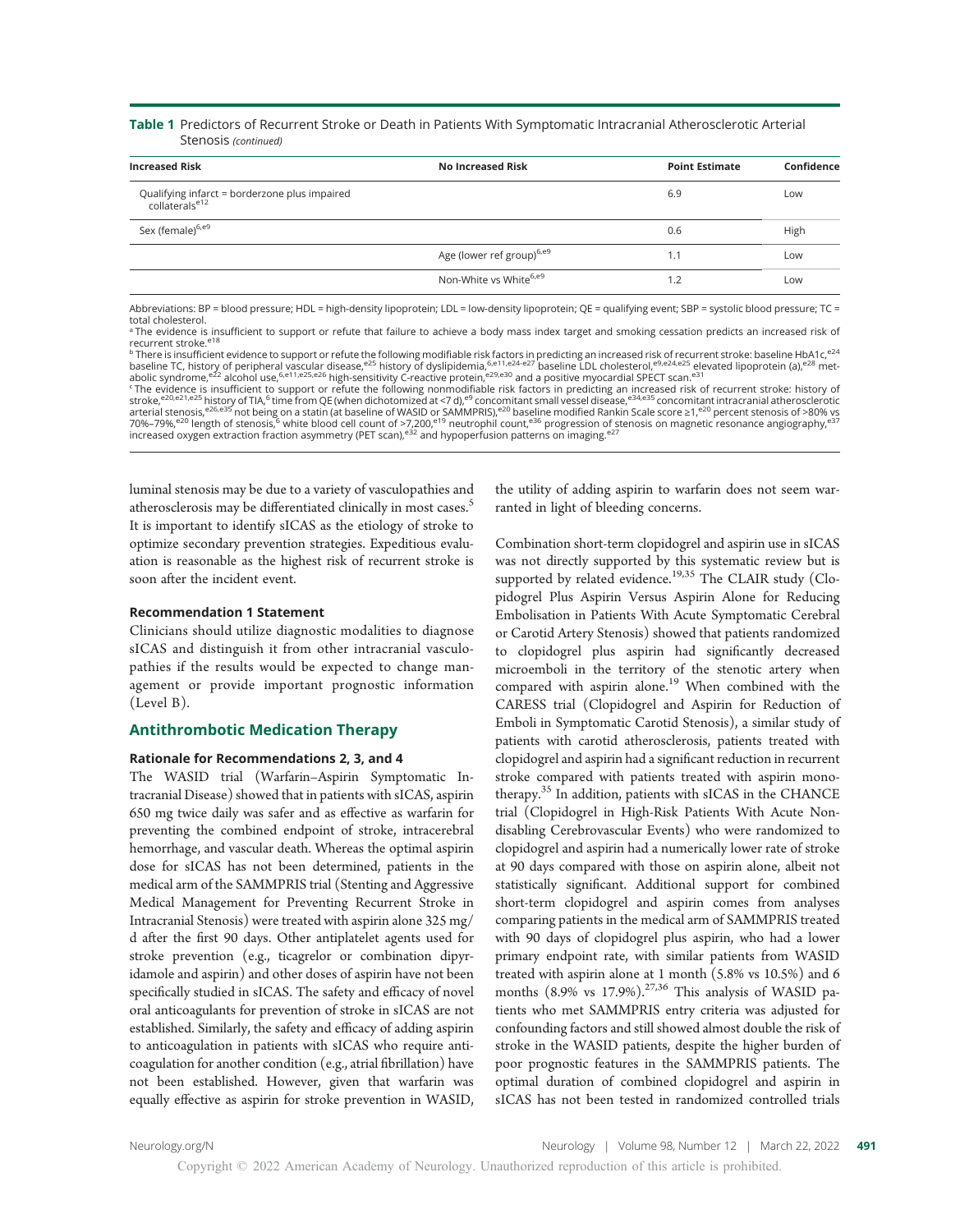**Table 1** Predictors of Recurrent Stroke or Death in Patients With Symptomatic Intracranial Atherosclerotic Arterial Stenosis *(continued)*

| Increased Risk | No Increased Risk | Point Estimate | Confidence |
|---|---|---|---|
| Qualifying infarct = borderzone plus impaired collaterals[e12] | | 6.9 | Low |
| Sex (female)[6,e9] | | 0.6 | High |
| | Age (lower ref group)[6,e9] | 1.1 | Low |
| | Non-White vs White[6,e9] | 1.2 | Low |

Abbreviations: BP = blood pressure; HDL = high-density lipoprotein; LDL = low-density lipoprotein; QE = qualifying event; SBP = systolic blood pressure; TC = total cholesterol.

[a] The evidence is insufficient to support or refute that failure to achieve a body mass index target and smoking cessation predicts an increased risk of recurrent stroke.[e18]

[b] There is insufficient evidence to support or refute the following modifiable risk factors in predicting an increased risk of recurrent stroke: baseline HbA1c,[e24] baseline TC, history of peripheral vascular disease,[e25] history of dyslipidemia,[6,e11,e24-e27] baseline LDL cholesterol,[e9,e24,e25] elevated lipoprotein (a),[e28] metabolic syndrome,[e22] alcohol use,[6,e11,e25,e26] high-sensitivity C-reactive protein,[e29,e30] and a positive myocardial SPECT scan.[e31]

[c] The evidence is insufficient to support or refute the following nonmodifiable risk factors in predicting an increased risk of recurrent stroke: history of stroke,[e20,e21,e25] history of TIA,[6] time from QE (when dichotomized at <7 d),[e9] concomitant small vessel disease,[e34,e35] concomitant intracranial atherosclerotic arterial stenosis,[e26,e35] not being on a statin (at baseline of WASID or SAMMPRIS),[e20] baseline modified Rankin Scale score ≥1,[e20] percent stenosis of >80% vs 70%–79%,[e20] length of stenosis,[6] white blood cell count of >7,200,[e19] neutrophil count,[e36] progression of stenosis on magnetic resonance angiography,[e37] increased oxygen extraction fraction asymmetry (PET scan),[e32] and hypoperfusion patterns on imaging.[e27]

luminal stenosis may be due to a variety of vasculopathies and atherosclerosis may be differentiated clinically in most cases.[5] It is important to identify sICAS as the etiology of stroke to optimize secondary prevention strategies. Expeditious evaluation is reasonable as the highest risk of recurrent stroke is soon after the incident event.

#### Recommendation 1 Statement

Clinicians should utilize diagnostic modalities to diagnose sICAS and distinguish it from other intracranial vasculopathies if the results would be expected to change management or provide important prognostic information (Level B).

## Antithrombotic Medication Therapy

#### Rationale for Recommendations 2, 3, and 4

The WASID trial (Warfarin–Aspirin Symptomatic Intracranial Disease) showed that in patients with sICAS, aspirin 650 mg twice daily was safer and as effective as warfarin for preventing the combined endpoint of stroke, intracerebral hemorrhage, and vascular death. Whereas the optimal aspirin dose for sICAS has not been determined, patients in the medical arm of the SAMMPRIS trial (Stenting and Aggressive Medical Management for Preventing Recurrent Stroke in Intracranial Stenosis) were treated with aspirin alone 325 mg/d after the first 90 days. Other antiplatelet agents used for stroke prevention (e.g., ticagrelor or combination dipyridamole and aspirin) and other doses of aspirin have not been specifically studied in sICAS. The safety and efficacy of novel oral anticoagulants for prevention of stroke in sICAS are not established. Similarly, the safety and efficacy of adding aspirin to anticoagulation in patients with sICAS who require anticoagulation for another condition (e.g., atrial fibrillation) have not been established. However, given that warfarin was equally effective as aspirin for stroke prevention in WASID, the utility of adding aspirin to warfarin does not seem warranted in light of bleeding concerns.

Combination short-term clopidogrel and aspirin use in sICAS was not directly supported by this systematic review but is supported by related evidence.[19,35] The CLAIR study (Clopidogrel Plus Aspirin Versus Aspirin Alone for Reducing Embolisation in Patients With Acute Symptomatic Cerebral or Carotid Artery Stenosis) showed that patients randomized to clopidogrel plus aspirin had significantly decreased microemboli in the territory of the stenotic artery when compared with aspirin alone.[19] When combined with the CARESS trial (Clopidogrel and Aspirin for Reduction of Emboli in Symptomatic Carotid Stenosis), a similar study of patients with carotid atherosclerosis, patients treated with clopidogrel and aspirin had a significant reduction in recurrent stroke compared with patients treated with aspirin monotherapy.[35] In addition, patients with sICAS in the CHANCE trial (Clopidogrel in High-Risk Patients With Acute Nondisabling Cerebrovascular Events) who were randomized to clopidogrel and aspirin had a numerically lower rate of stroke at 90 days compared with those on aspirin alone, albeit not statistically significant. Additional support for combined short-term clopidogrel and aspirin comes from analyses comparing patients in the medical arm of SAMMPRIS treated with 90 days of clopidogrel plus aspirin, who had a lower primary endpoint rate, with similar patients from WASID treated with aspirin alone at 1 month (5.8% vs 10.5%) and 6 months (8.9% vs 17.9%).[27,36] This analysis of WASID patients who met SAMMPRIS entry criteria was adjusted for confounding factors and still showed almost double the risk of stroke in the WASID patients, despite the higher burden of poor prognostic features in the SAMMPRIS patients. The optimal duration of combined clopidogrel and aspirin in sICAS has not been tested in randomized controlled trials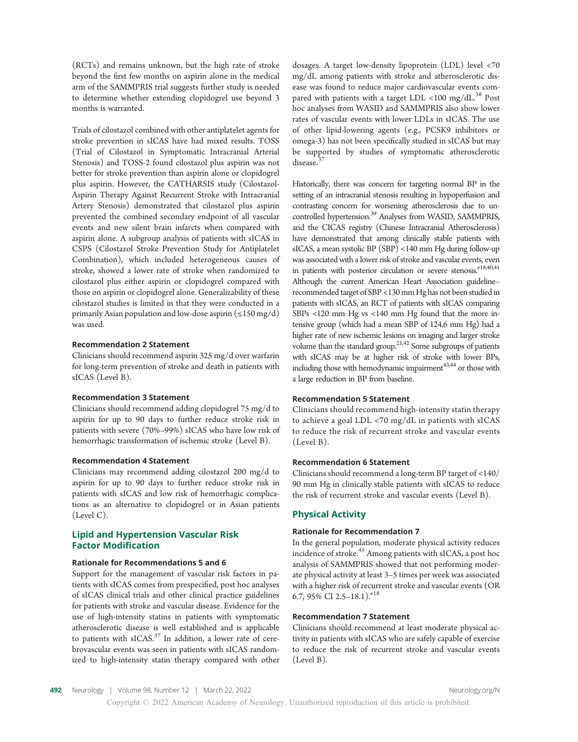(RCTs) and remains unknown, but the high rate of stroke beyond the first few months on aspirin alone in the medical arm of the SAMMPRIS trial suggests further study is needed to determine whether extending clopidogrel use beyond 3 months is warranted.

Trials of cilostazol combined with other antiplatelet agents for stroke prevention in sICAS have had mixed results. TOSS (Trial of Cilostazol in Symptomatic Intracranial Arterial Stenosis) and TOSS-2 found cilostazol plus aspirin was not better for stroke prevention than aspirin alone or clopidogrel plus aspirin. However, the CATHARSIS study (Cilostazol-Aspirin Therapy Against Recurrent Stroke with Intracranial Artery Stenosis) demonstrated that cilostazol plus aspirin prevented the combined secondary endpoint of all vascular events and new silent brain infarcts when compared with aspirin alone. A subgroup analysis of patients with sICAS in CSPS (Cilostazol Stroke Prevention Study for Antiplatelet Combination), which included heterogeneous causes of stroke, showed a lower rate of stroke when randomized to cilostazol plus either aspirin or clopidogrel compared with those on aspirin or clopidogrel alone. Generalizability of these cilostazol studies is limited in that they were conducted in a primarily Asian population and low-dose aspirin (≤150 mg/d) was used.

#### Recommendation 2 Statement

Clinicians should recommend aspirin 325 mg/d over warfarin for long-term prevention of stroke and death in patients with sICAS (Level B).

#### Recommendation 3 Statement

Clinicians should recommend adding clopidogrel 75 mg/d to aspirin for up to 90 days to further reduce stroke risk in patients with severe (70%–99%) sICAS who have low risk of hemorrhagic transformation of ischemic stroke (Level B).

#### Recommendation 4 Statement

Clinicians may recommend adding cilostazol 200 mg/d to aspirin for up to 90 days to further reduce stroke risk in patients with sICAS and low risk of hemorrhagic complications as an alternative to clopidogrel or in Asian patients (Level C).

## Lipid and Hypertension Vascular Risk Factor Modification

#### Rationale for Recommendations 5 and 6

Support for the management of vascular risk factors in patients with sICAS comes from prespecified, post hoc analyses of sICAS clinical trials and other clinical practice guidelines for patients with stroke and vascular disease. Evidence for the use of high-intensity statins in patients with symptomatic atherosclerotic disease is well established and is applicable to patients with sICAS.[37] In addition, a lower rate of cerebrovascular events was seen in patients with sICAS randomized to high-intensity statin therapy compared with other dosages. A target low-density lipoprotein (LDL) level <70 mg/dL among patients with stroke and atherosclerotic disease was found to reduce major cardiovascular events compared with patients with a target LDL <100 mg/dL.[38] Post hoc analyses from WASID and SAMMPRIS also show lower rates of vascular events with lower LDLs in sICAS. The use of other lipid-lowering agents (e.g., PCSK9 inhibitors or omega-3) has not been specifically studied in sICAS but may be supported by studies of symptomatic atherosclerotic disease.[37]

Historically, there was concern for targeting normal BP in the setting of an intracranial stenosis resulting in hypoperfusion and contrasting concern for worsening atherosclerosis due to uncontrolled hypertension.[39] Analyses from WASID, SAMMPRIS, and the CICAS registry (Chinese Intracranial Atherosclerosis) have demonstrated that among clinically stable patients with sICAS, a mean systolic BP (SBP) <140 mm Hg during follow-up was associated with a lower risk of stroke and vascular events, even in patients with posterior circulation or severe stenosis.[e18,40,41] Although the current American Heart Association guideline–recommended target of SBP <130 mm Hg has not been studied in patients with sICAS, an RCT of patients with sICAS comparing SBPs <120 mm Hg vs <140 mm Hg found that the more intensive group (which had a mean SBP of 124.6 mm Hg) had a higher rate of new ischemic lesions on imaging and larger stroke volume than the standard group.[21,42] Some subgroups of patients with sICAS may be at higher risk of stroke with lower BPs, including those with hemodynamic impairment[43,44] or those with a large reduction in BP from baseline.

#### Recommendation 5 Statement

Clinicians should recommend high-intensity statin therapy to achieve a goal LDL <70 mg/dL in patients with sICAS to reduce the risk of recurrent stroke and vascular events (Level B).

#### Recommendation 6 Statement

Clinicians should recommend a long-term BP target of <140/90 mm Hg in clinically stable patients with sICAS to reduce the risk of recurrent stroke and vascular events (Level B).

## Physical Activity

#### Rationale for Recommendation 7

In the general population, moderate physical activity reduces incidence of stroke.[45] Among patients with sICAS, a post hoc analysis of SAMMPRIS showed that not performing moderate physical activity at least 3–5 times per week was associated with a higher risk of recurrent stroke and vascular events (OR 6.7, 95% CI 2.5–18.1).[e18]

#### Recommendation 7 Statement

Clinicians should recommend at least moderate physical activity in patients with sICAS who are safely capable of exercise to reduce the risk of recurrent stroke and vascular events (Level B).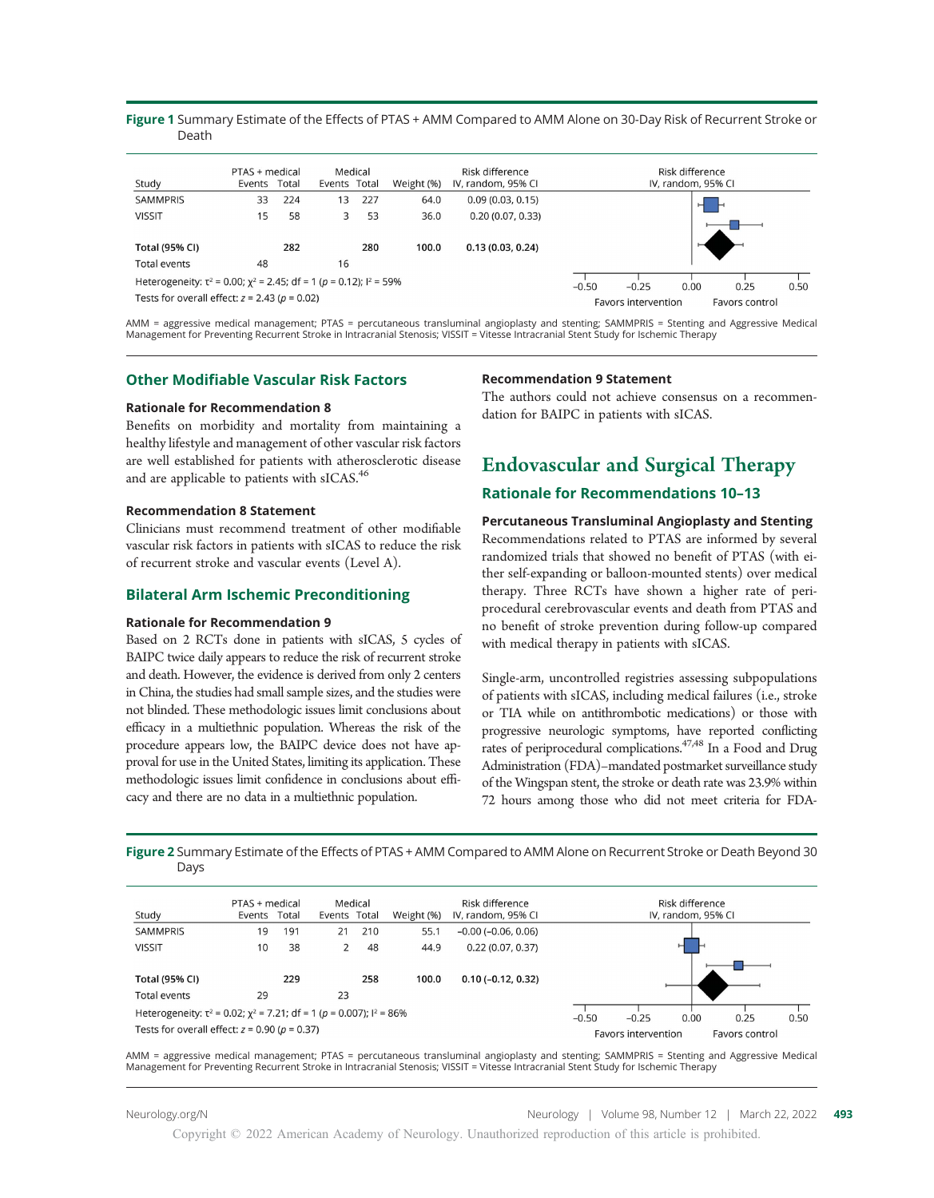**Figure 1** Summary Estimate of the Effects of PTAS + AMM Compared to AMM Alone on 30-Day Risk of Recurrent Stroke or Death

| Study | PTAS + medical Events | PTAS + medical Total | Medical Events | Medical Total | Weight (%) | Risk difference IV, random, 95% CI |
|---|---|---|---|---|---|---|
| SAMMPRIS | 33 | 224 | 13 | 227 | 64.0 | 0.09 (0.03, 0.15) |
| VISSIT | 15 | 58 | 3 | 53 | 36.0 | 0.20 (0.07, 0.33) |
| **Total (95% CI)** | | **282** | | **280** | **100.0** | **0.13 (0.03, 0.24)** |
| Total events | 48 | | 16 | | | |

Heterogeneity: $\tau^2 = 0.00$; $\chi^2 = 2.45$; df = 1 ($p = 0.12$); $I^2 = 59\%$
Tests for overall effect: $z = 2.43$ ($p = 0.02$)

Risk difference IV, random, 95% CI: −0.50, −0.25, 0.00, 0.25, 0.50. Favors intervention / Favors control

AMM = aggressive medical management; PTAS = percutaneous transluminal angioplasty and stenting; SAMMPRIS = Stenting and Aggressive Medical Management for Preventing Recurrent Stroke in Intracranial Stenosis; VISSIT = Vitesse Intracranial Stent Study for Ischemic Therapy

## Other Modifiable Vascular Risk Factors

### Rationale for Recommendation 8

Benefits on morbidity and mortality from maintaining a healthy lifestyle and management of other vascular risk factors are well established for patients with atherosclerotic disease and are applicable to patients with sICAS.[46]

### Recommendation 8 Statement

Clinicians must recommend treatment of other modifiable vascular risk factors in patients with sICAS to reduce the risk of recurrent stroke and vascular events (Level A).

## Bilateral Arm Ischemic Preconditioning

### Rationale for Recommendation 9

Based on 2 RCTs done in patients with sICAS, 5 cycles of BAIPC twice daily appears to reduce the risk of recurrent stroke and death. However, the evidence is derived from only 2 centers in China, the studies had small sample sizes, and the studies were not blinded. These methodologic issues limit conclusions about efficacy in a multiethnic population. Whereas the risk of the procedure appears low, the BAIPC device does not have approval for use in the United States, limiting its application. These methodologic issues limit confidence in conclusions about efficacy and there are no data in a multiethnic population.

### Recommendation 9 Statement

The authors could not achieve consensus on a recommendation for BAIPC in patients with sICAS.

# Endovascular and Surgical Therapy

## Rationale for Recommendations 10–13

### Percutaneous Transluminal Angioplasty and Stenting

Recommendations related to PTAS are informed by several randomized trials that showed no benefit of PTAS (with either self-expanding or balloon-mounted stents) over medical therapy. Three RCTs have shown a higher rate of periprocedural cerebrovascular events and death from PTAS and no benefit of stroke prevention during follow-up compared with medical therapy in patients with sICAS.

Single-arm, uncontrolled registries assessing subpopulations of patients with sICAS, including medical failures (i.e., stroke or TIA while on antithrombotic medications) or those with progressive neurologic symptoms, have reported conflicting rates of periprocedural complications.[47,48] In a Food and Drug Administration (FDA)–mandated postmarket surveillance study of the Wingspan stent, the stroke or death rate was 23.9% within 72 hours among those who did not meet criteria for FDA-

**Figure 2** Summary Estimate of the Effects of PTAS + AMM Compared to AMM Alone on Recurrent Stroke or Death Beyond 30 Days

| Study | PTAS + medical Events | PTAS + medical Total | Medical Events | Medical Total | Weight (%) | Risk difference IV, random, 95% CI |
|---|---|---|---|---|---|---|
| SAMMPRIS | 19 | 191 | 21 | 210 | 55.1 | −0.00 (−0.06, 0.06) |
| VISSIT | 10 | 38 | 2 | 48 | 44.9 | 0.22 (0.07, 0.37) |
| **Total (95% CI)** | | **229** | | **258** | **100.0** | **0.10 (−0.12, 0.32)** |
| Total events | 29 | | 23 | | | |

Heterogeneity: $\tau^2 = 0.02$; $\chi^2 = 7.21$; df = 1 ($p = 0.007$); $I^2 = 86\%$
Tests for overall effect: $z = 0.90$ ($p = 0.37$)

Risk difference IV, random, 95% CI: −0.50, −0.25, 0.00, 0.25, 0.50. Favors intervention / Favors control

AMM = aggressive medical management; PTAS = percutaneous transluminal angioplasty and stenting; SAMMPRIS = Stenting and Aggressive Medical Management for Preventing Recurrent Stroke in Intracranial Stenosis; VISSIT = Vitesse Intracranial Stent Study for Ischemic Therapy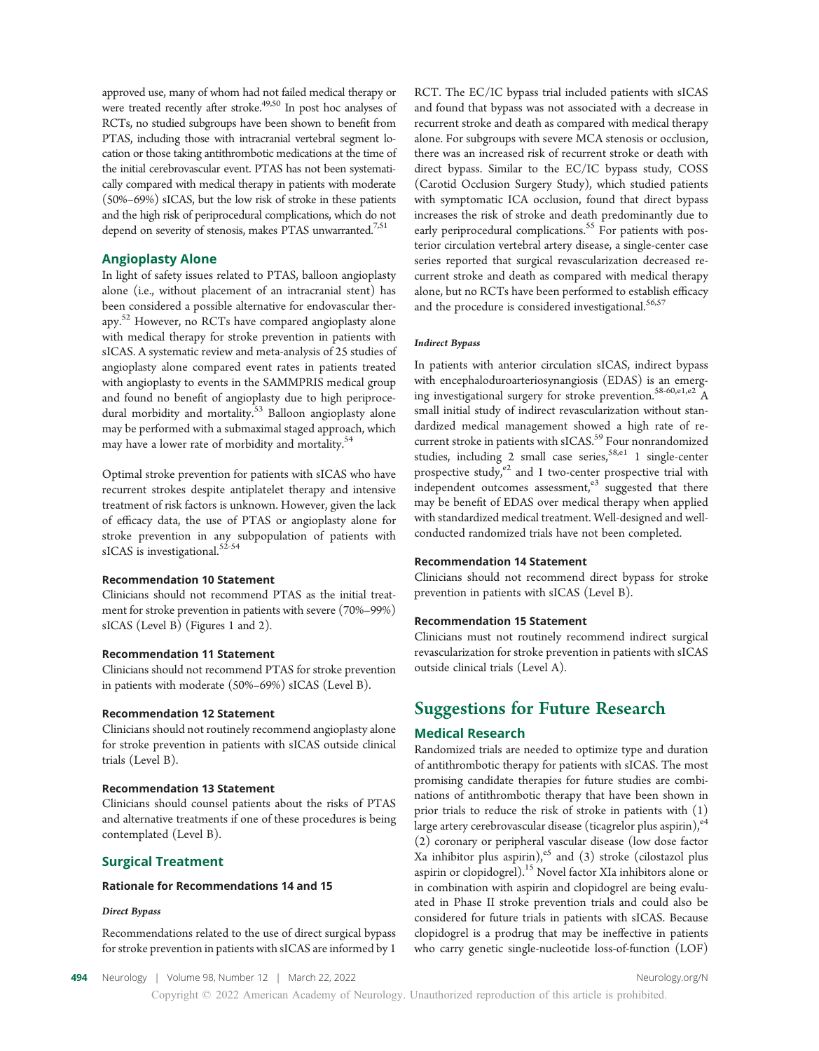approved use, many of whom had not failed medical therapy or were treated recently after stroke.[49,50] In post hoc analyses of RCTs, no studied subgroups have been shown to benefit from PTAS, including those with intracranial vertebral segment location or those taking antithrombotic medications at the time of the initial cerebrovascular event. PTAS has not been systematically compared with medical therapy in patients with moderate (50%–69%) sICAS, but the low risk of stroke in these patients and the high risk of periprocedural complications, which do not depend on severity of stenosis, makes PTAS unwarranted.[7,51]

## Angioplasty Alone

In light of safety issues related to PTAS, balloon angioplasty alone (i.e., without placement of an intracranial stent) has been considered a possible alternative for endovascular therapy.[52] However, no RCTs have compared angioplasty alone with medical therapy for stroke prevention in patients with sICAS. A systematic review and meta-analysis of 25 studies of angioplasty alone compared event rates in patients treated with angioplasty to events in the SAMMPRIS medical group and found no benefit of angioplasty due to high periprocedural morbidity and mortality.[53] Balloon angioplasty alone may be performed with a submaximal staged approach, which may have a lower rate of morbidity and mortality.[54]

Optimal stroke prevention for patients with sICAS who have recurrent strokes despite antiplatelet therapy and intensive treatment of risk factors is unknown. However, given the lack of efficacy data, the use of PTAS or angioplasty alone for stroke prevention in any subpopulation of patients with sICAS is investigational.[52-54]

#### Recommendation 10 Statement

Clinicians should not recommend PTAS as the initial treatment for stroke prevention in patients with severe (70%–99%) sICAS (Level B) (Figures 1 and 2).

#### Recommendation 11 Statement

Clinicians should not recommend PTAS for stroke prevention in patients with moderate (50%–69%) sICAS (Level B).

#### Recommendation 12 Statement

Clinicians should not routinely recommend angioplasty alone for stroke prevention in patients with sICAS outside clinical trials (Level B).

#### Recommendation 13 Statement

Clinicians should counsel patients about the risks of PTAS and alternative treatments if one of these procedures is being contemplated (Level B).

## Surgical Treatment

#### Rationale for Recommendations 14 and 15

##### *Direct Bypass*

Recommendations related to the use of direct surgical bypass for stroke prevention in patients with sICAS are informed by 1 RCT. The EC/IC bypass trial included patients with sICAS and found that bypass was not associated with a decrease in recurrent stroke and death as compared with medical therapy alone. For subgroups with severe MCA stenosis or occlusion, there was an increased risk of recurrent stroke or death with direct bypass. Similar to the EC/IC bypass study, COSS (Carotid Occlusion Surgery Study), which studied patients with symptomatic ICA occlusion, found that direct bypass increases the risk of stroke and death predominantly due to early periprocedural complications.[55] For patients with posterior circulation vertebral artery disease, a single-center case series reported that surgical revascularization decreased recurrent stroke and death as compared with medical therapy alone, but no RCTs have been performed to establish efficacy and the procedure is considered investigational.[56,57]

##### *Indirect Bypass*

In patients with anterior circulation sICAS, indirect bypass with encephaloduroarteriosynangiosis (EDAS) is an emerging investigational surgery for stroke prevention.[58-60,e1,e2] A small initial study of indirect revascularization without standardized medical management showed a high rate of recurrent stroke in patients with sICAS.[59] Four nonrandomized studies, including 2 small case series,[58,e1] 1 single-center prospective study,[e2] and 1 two-center prospective trial with independent outcomes assessment,[e3] suggested that there may be benefit of EDAS over medical therapy when applied with standardized medical treatment. Well-designed and well-conducted randomized trials have not been completed.

#### Recommendation 14 Statement

Clinicians should not recommend direct bypass for stroke prevention in patients with sICAS (Level B).

#### Recommendation 15 Statement

Clinicians must not routinely recommend indirect surgical revascularization for stroke prevention in patients with sICAS outside clinical trials (Level A).

# Suggestions for Future Research

## Medical Research

Randomized trials are needed to optimize type and duration of antithrombotic therapy for patients with sICAS. The most promising candidate therapies for future studies are combinations of antithrombotic therapy that have been shown in prior trials to reduce the risk of stroke in patients with (1) large artery cerebrovascular disease (ticagrelor plus aspirin),[e4] (2) coronary or peripheral vascular disease (low dose factor Xa inhibitor plus aspirin),[e5] and (3) stroke (cilostazol plus aspirin or clopidogrel).[15] Novel factor XIa inhibitors alone or in combination with aspirin and clopidogrel are being evaluated in Phase II stroke prevention trials and could also be considered for future trials in patients with sICAS. Because clopidogrel is a prodrug that may be ineffective in patients who carry genetic single-nucleotide loss-of-function (LOF)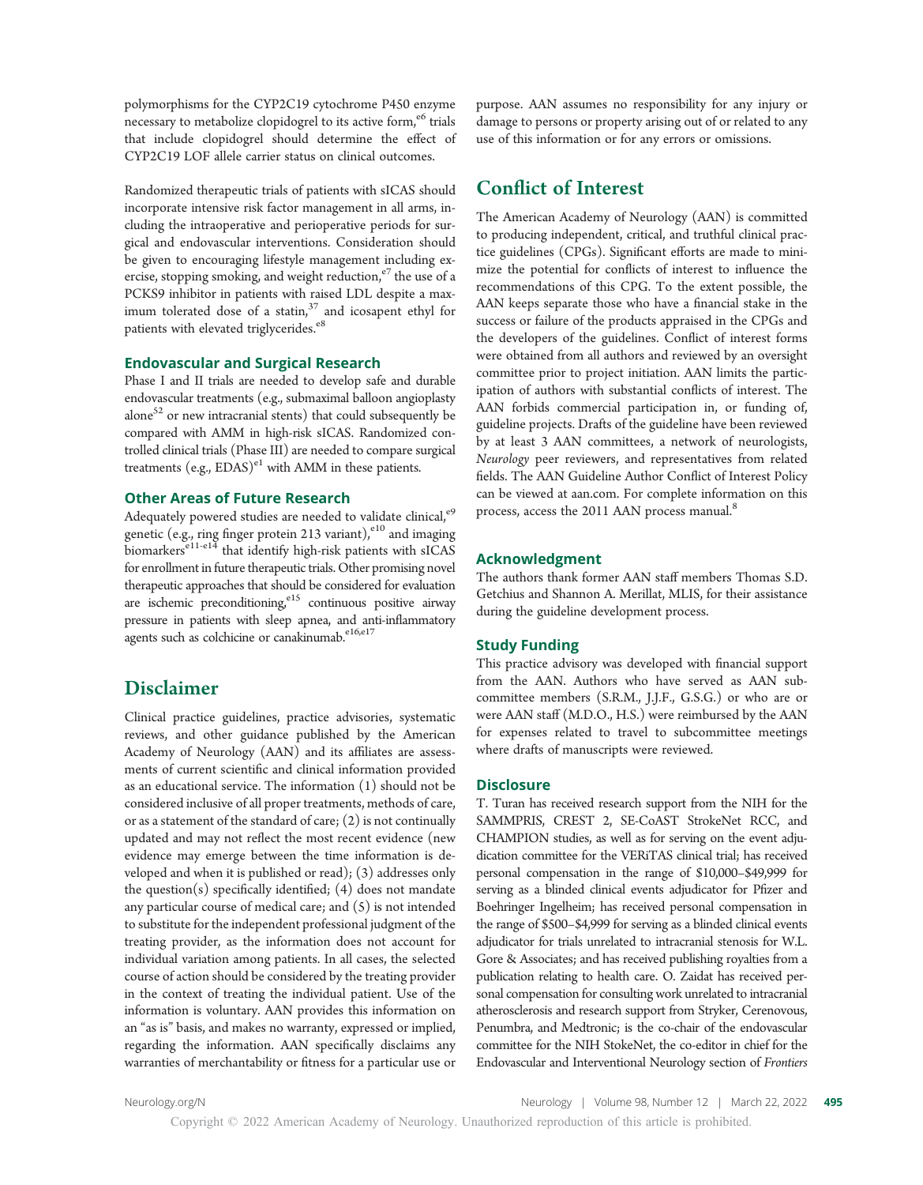polymorphisms for the CYP2C19 cytochrome P450 enzyme necessary to metabolize clopidogrel to its active form,[e6] trials that include clopidogrel should determine the effect of CYP2C19 LOF allele carrier status on clinical outcomes.

Randomized therapeutic trials of patients with sICAS should incorporate intensive risk factor management in all arms, including the intraoperative and perioperative periods for surgical and endovascular interventions. Consideration should be given to encouraging lifestyle management including exercise, stopping smoking, and weight reduction,[e7] the use of a PCKS9 inhibitor in patients with raised LDL despite a maximum tolerated dose of a statin,[37] and icosapent ethyl for patients with elevated triglycerides.[e8]

### Endovascular and Surgical Research

Phase I and II trials are needed to develop safe and durable endovascular treatments (e.g., submaximal balloon angioplasty alone[52] or new intracranial stents) that could subsequently be compared with AMM in high-risk sICAS. Randomized controlled clinical trials (Phase III) are needed to compare surgical treatments (e.g., EDAS)[e1] with AMM in these patients.

### Other Areas of Future Research

Adequately powered studies are needed to validate clinical,[e9] genetic (e.g., ring finger protein 213 variant),[e10] and imaging biomarkers[e11-e14] that identify high-risk patients with sICAS for enrollment in future therapeutic trials. Other promising novel therapeutic approaches that should be considered for evaluation are ischemic preconditioning,[e15] continuous positive airway pressure in patients with sleep apnea, and anti-inflammatory agents such as colchicine or canakinumab.[e16,e17]

## Disclaimer

Clinical practice guidelines, practice advisories, systematic reviews, and other guidance published by the American Academy of Neurology (AAN) and its affiliates are assessments of current scientific and clinical information provided as an educational service. The information (1) should not be considered inclusive of all proper treatments, methods of care, or as a statement of the standard of care; (2) is not continually updated and may not reflect the most recent evidence (new evidence may emerge between the time information is developed and when it is published or read); (3) addresses only the question(s) specifically identified; (4) does not mandate any particular course of medical care; and (5) is not intended to substitute for the independent professional judgment of the treating provider, as the information does not account for individual variation among patients. In all cases, the selected course of action should be considered by the treating provider in the context of treating the individual patient. Use of the information is voluntary. AAN provides this information on an "as is" basis, and makes no warranty, expressed or implied, regarding the information. AAN specifically disclaims any warranties of merchantability or fitness for a particular use or purpose. AAN assumes no responsibility for any injury or damage to persons or property arising out of or related to any use of this information or for any errors or omissions.

## Conflict of Interest

The American Academy of Neurology (AAN) is committed to producing independent, critical, and truthful clinical practice guidelines (CPGs). Significant efforts are made to minimize the potential for conflicts of interest to influence the recommendations of this CPG. To the extent possible, the AAN keeps separate those who have a financial stake in the success or failure of the products appraised in the CPGs and the developers of the guidelines. Conflict of interest forms were obtained from all authors and reviewed by an oversight committee prior to project initiation. AAN limits the participation of authors with substantial conflicts of interest. The AAN forbids commercial participation in, or funding of, guideline projects. Drafts of the guideline have been reviewed by at least 3 AAN committees, a network of neurologists, *Neurology* peer reviewers, and representatives from related fields. The AAN Guideline Author Conflict of Interest Policy can be viewed at aan.com. For complete information on this process, access the 2011 AAN process manual.[8]

### Acknowledgment

The authors thank former AAN staff members Thomas S.D. Getchius and Shannon A. Merillat, MLIS, for their assistance during the guideline development process.

### Study Funding

This practice advisory was developed with financial support from the AAN. Authors who have served as AAN subcommittee members (S.R.M., J.J.F., G.S.G.) or who are or were AAN staff (M.D.O., H.S.) were reimbursed by the AAN for expenses related to travel to subcommittee meetings where drafts of manuscripts were reviewed.

### Disclosure

T. Turan has received research support from the NIH for the SAMMPRIS, CREST 2, SE-CoAST StrokeNet RCC, and CHAMPION studies, as well as for serving on the event adjudication committee for the VERiTAS clinical trial; has received personal compensation in the range of $10,000–$49,999 for serving as a blinded clinical events adjudicator for Pfizer and Boehringer Ingelheim; has received personal compensation in the range of $500–$4,999 for serving as a blinded clinical events adjudicator for trials unrelated to intracranial stenosis for W.L. Gore & Associates; and has received publishing royalties from a publication relating to health care. O. Zaidat has received personal compensation for consulting work unrelated to intracranial atherosclerosis and research support from Stryker, Cerenovous, Penumbra, and Medtronic; is the co-chair of the endovascular committee for the NIH StokeNet, the co-editor in chief for the Endovascular and Interventional Neurology section of *Frontiers*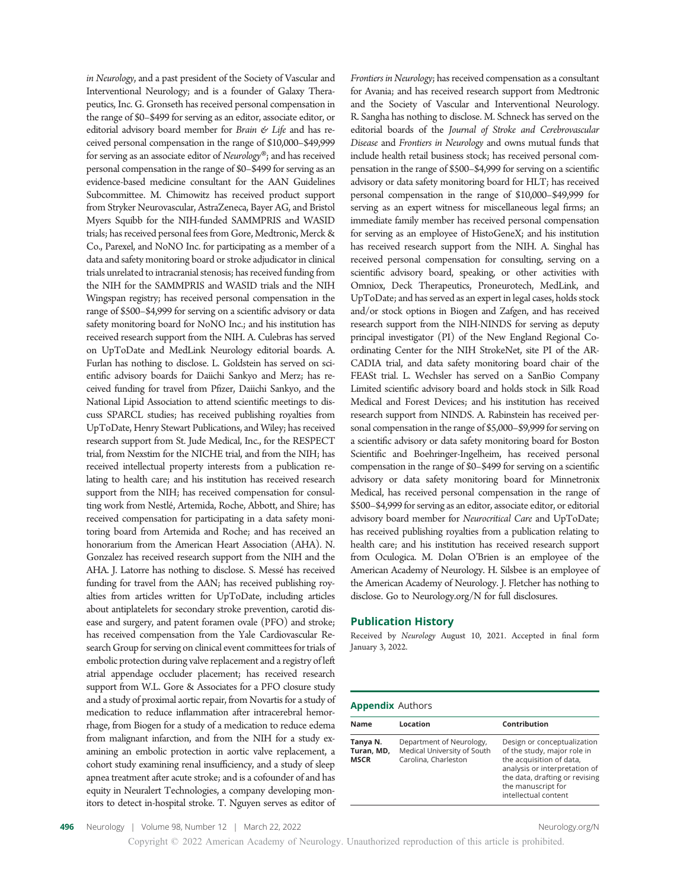*in Neurology*, and a past president of the Society of Vascular and Interventional Neurology; and is a founder of Galaxy Therapeutics, Inc. G. Gronseth has received personal compensation in the range of $0–$499 for serving as an editor, associate editor, or editorial advisory board member for *Brain & Life* and has received personal compensation in the range of $10,000–$49,999 for serving as an associate editor of *Neurology*®; and has received personal compensation in the range of $0–$499 for serving as an evidence-based medicine consultant for the AAN Guidelines Subcommittee. M. Chimowitz has received product support from Stryker Neurovascular, AstraZeneca, Bayer AG, and Bristol Myers Squibb for the NIH-funded SAMMPRIS and WASID trials; has received personal fees from Gore, Medtronic, Merck & Co., Parexel, and NoNO Inc. for participating as a member of a data and safety monitoring board or stroke adjudicator in clinical trials unrelated to intracranial stenosis; has received funding from the NIH for the SAMMPRIS and WASID trials and the NIH Wingspan registry; has received personal compensation in the range of $500–$4,999 for serving on a scientific advisory or data safety monitoring board for NoNO Inc.; and his institution has received research support from the NIH. A. Culebras has served on UpToDate and MedLink Neurology editorial boards. A. Furlan has nothing to disclose. L. Goldstein has served on scientific advisory boards for Daiichi Sankyo and Merz; has received funding for travel from Pfizer, Daiichi Sankyo, and the National Lipid Association to attend scientific meetings to discuss SPARCL studies; has received publishing royalties from UpToDate, Henry Stewart Publications, and Wiley; has received research support from St. Jude Medical, Inc., for the RESPECT trial, from Nexstim for the NICHE trial, and from the NIH; has received intellectual property interests from a publication relating to health care; and his institution has received research support from the NIH; has received compensation for consulting work from Nestlé, Artemida, Roche, Abbott, and Shire; has received compensation for participating in a data safety monitoring board from Artemida and Roche; and has received an honorarium from the American Heart Association (AHA). N. Gonzalez has received research support from the NIH and the AHA. J. Latorre has nothing to disclose. S. Messé has received funding for travel from the AAN; has received publishing royalties from articles written for UpToDate, including articles about antiplatelets for secondary stroke prevention, carotid disease and surgery, and patent foramen ovale (PFO) and stroke; has received compensation from the Yale Cardiovascular Research Group for serving on clinical event committees for trials of embolic protection during valve replacement and a registry of left atrial appendage occluder placement; has received research support from W.L. Gore & Associates for a PFO closure study and a study of proximal aortic repair, from Novartis for a study of medication to reduce inflammation after intracerebral hemorrhage, from Biogen for a study of a medication to reduce edema from malignant infarction, and from the NIH for a study examining an embolic protection in aortic valve replacement, a cohort study examining renal insufficiency, and a study of sleep apnea treatment after acute stroke; and is a cofounder of and has equity in Neuralert Technologies, a company developing monitors to detect in-hospital stroke. T. Nguyen serves as editor of *Frontiers in Neurology*; has received compensation as a consultant for Avania; and has received research support from Medtronic and the Society of Vascular and Interventional Neurology. R. Sangha has nothing to disclose. M. Schneck has served on the editorial boards of the *Journal of Stroke and Cerebrovascular Disease* and *Frontiers in Neurology* and owns mutual funds that include health retail business stock; has received personal compensation in the range of $500–$4,999 for serving on a scientific advisory or data safety monitoring board for HLT; has received personal compensation in the range of $10,000–$49,999 for serving as an expert witness for miscellaneous legal firms; an immediate family member has received personal compensation for serving as an employee of HistoGeneX; and his institution has received research support from the NIH. A. Singhal has received personal compensation for consulting, serving on a scientific advisory board, speaking, or other activities with Omniox, Deck Therapeutics, Proneurotech, MedLink, and UpToDate; and has served as an expert in legal cases, holds stock and/or stock options in Biogen and Zafgen, and has received research support from the NIH-NINDS for serving as deputy principal investigator (PI) of the New England Regional Coordinating Center for the NIH StrokeNet, site PI of the ARCADIA trial, and data safety monitoring board chair of the FEASt trial. L. Wechsler has served on a SanBio Company Limited scientific advisory board and holds stock in Silk Road Medical and Forest Devices; and his institution has received research support from NINDS. A. Rabinstein has received personal compensation in the range of $5,000–$9,999 for serving on a scientific advisory or data safety monitoring board for Boston Scientific and Boehringer-Ingelheim, has received personal compensation in the range of $0–$499 for serving on a scientific advisory or data safety monitoring board for Minnetronix Medical, has received personal compensation in the range of $500–$4,999 for serving as an editor, associate editor, or editorial advisory board member for *Neurocritical Care* and UpToDate; has received publishing royalties from a publication relating to health care; and his institution has received research support from Oculogica. M. Dolan O'Brien is an employee of the American Academy of Neurology. H. Silsbee is an employee of the American Academy of Neurology. J. Fletcher has nothing to disclose. Go to Neurology.org/N for full disclosures.

## Publication History

Received by *Neurology* August 10, 2021. Accepted in final form January 3, 2022.

**Appendix** Authors

| Name | Location | Contribution |
|---|---|---|
| **Tanya N. Turan, MD, MSCR** | Department of Neurology, Medical University of South Carolina, Charleston | Design or conceptualization of the study, major role in the acquisition of data, analysis or interpretation of the data, drafting or revising the manuscript for intellectual content |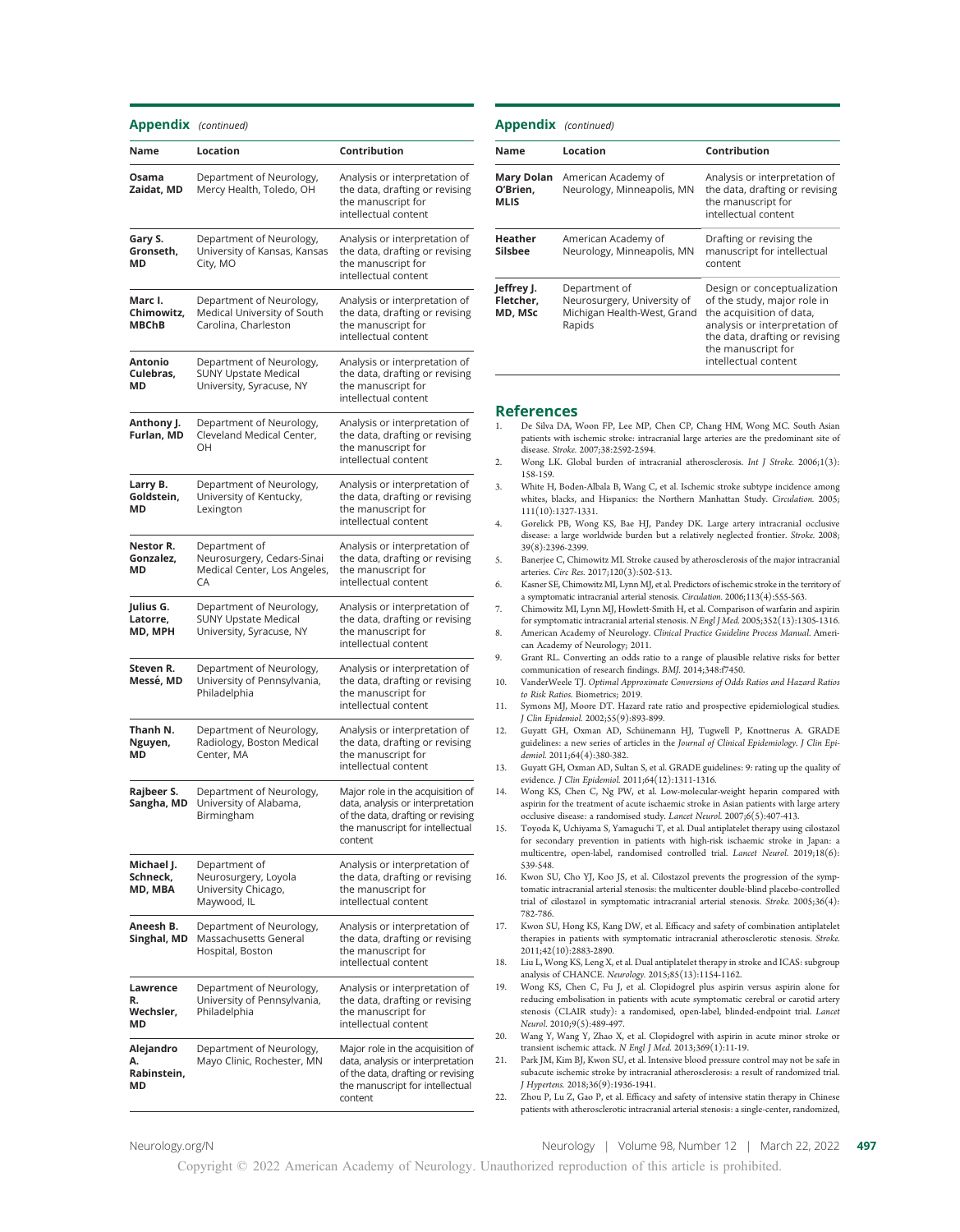## Appendix (continued)

| Name | Location | Contribution |
|---|---|---|
| **Osama Zaidat, MD** | Department of Neurology, Mercy Health, Toledo, OH | Analysis or interpretation of the data, drafting or revising the manuscript for intellectual content |
| **Gary S. Gronseth, MD** | Department of Neurology, University of Kansas, Kansas City, MO | Analysis or interpretation of the data, drafting or revising the manuscript for intellectual content |
| **Marc I. Chimowitz, MBChB** | Department of Neurology, Medical University of South Carolina, Charleston | Analysis or interpretation of the data, drafting or revising the manuscript for intellectual content |
| **Antonio Culebras, MD** | Department of Neurology, SUNY Upstate Medical University, Syracuse, NY | Analysis or interpretation of the data, drafting or revising the manuscript for intellectual content |
| **Anthony J. Furlan, MD** | Department of Neurology, Cleveland Medical Center, OH | Analysis or interpretation of the data, drafting or revising the manuscript for intellectual content |
| **Larry B. Goldstein, MD** | Department of Neurology, University of Kentucky, Lexington | Analysis or interpretation of the data, drafting or revising the manuscript for intellectual content |
| **Nestor R. Gonzalez, MD** | Department of Neurosurgery, Cedars-Sinai Medical Center, Los Angeles, CA | Analysis or interpretation of the data, drafting or revising the manuscript for intellectual content |
| **Julius G. Latorre, MD, MPH** | Department of Neurology, SUNY Upstate Medical University, Syracuse, NY | Analysis or interpretation of the data, drafting or revising the manuscript for intellectual content |
| **Steven R. Messé, MD** | Department of Neurology, University of Pennsylvania, Philadelphia | Analysis or interpretation of the data, drafting or revising the manuscript for intellectual content |
| **Thanh N. Nguyen, MD** | Department of Neurology, Radiology, Boston Medical Center, MA | Analysis or interpretation of the data, drafting or revising the manuscript for intellectual content |
| **Rajbeer S. Sangha, MD** | Department of Neurology, University of Alabama, Birmingham | Major role in the acquisition of data, analysis or interpretation of the data, drafting or revising the manuscript for intellectual content |
| **Michael J. Schneck, MD, MBA** | Department of Neurosurgery, Loyola University Chicago, Maywood, IL | Analysis or interpretation of the data, drafting or revising the manuscript for intellectual content |
| **Aneesh B. Singhal, MD** | Department of Neurology, Massachusetts General Hospital, Boston | Analysis or interpretation of the data, drafting or revising the manuscript for intellectual content |
| **Lawrence R. Wechsler, MD** | Department of Neurology, University of Pennsylvania, Philadelphia | Analysis or interpretation of the data, drafting or revising the manuscript for intellectual content |
| **Alejandro A. Rabinstein, MD** | Department of Neurology, Mayo Clinic, Rochester, MN | Major role in the acquisition of data, analysis or interpretation of the data, drafting or revising the manuscript for intellectual content |
| **Mary Dolan O'Brien, MLIS** | American Academy of Neurology, Minneapolis, MN | Analysis or interpretation of the data, drafting or revising the manuscript for intellectual content |
| **Heather Silsbee** | American Academy of Neurology, Minneapolis, MN | Drafting or revising the manuscript for intellectual content |
| **Jeffrey J. Fletcher, MD, MSc** | Department of Neurosurgery, University of Michigan Health-West, Grand Rapids | Design or conceptualization of the study, major role in the acquisition of data, analysis or interpretation of the data, drafting or revising the manuscript for intellectual content |

## References

1. De Silva DA, Woon FP, Lee MP, Chen CP, Chang HM, Wong MC. South Asian patients with ischemic stroke: intracranial large arteries are the predominant site of disease. *Stroke.* 2007;38:2592-2594.
2. Wong LK. Global burden of intracranial atherosclerosis. *Int J Stroke.* 2006;1(3):158-159.
3. White H, Boden-Albala B, Wang C, et al. Ischemic stroke subtype incidence among whites, blacks, and Hispanics: the Northern Manhattan Study. *Circulation.* 2005;111(10):1327-1331.
4. Gorelick PB, Wong KS, Bae HJ, Pandey DK. Large artery intracranial occlusive disease: a large worldwide burden but a relatively neglected frontier. *Stroke.* 2008;39(8):2396-2399.
5. Banerjee C, Chimowitz MI. Stroke caused by atherosclerosis of the major intracranial arteries. *Circ Res.* 2017;120(3):502-513.
6. Kasner SE, Chimowitz MI, Lynn MJ, et al. Predictors of ischemic stroke in the territory of a symptomatic intracranial arterial stenosis. *Circulation.* 2006;113(4):555-563.
7. Chimowitz MI, Lynn MJ, Howlett-Smith H, et al. Comparison of warfarin and aspirin for symptomatic intracranial arterial stenosis. *N Engl J Med.* 2005;352(13):1305-1316.
8. American Academy of Neurology. *Clinical Practice Guideline Process Manual.* American Academy of Neurology; 2011.
9. Grant RL. Converting an odds ratio to a range of plausible relative risks for better communication of research findings. *BMJ.* 2014;348:f7450.
10. VanderWeele TJ. *Optimal Approximate Conversions of Odds Ratios and Hazard Ratios to Risk Ratios.* Biometrics; 2019.
11. Symons MJ, Moore DT. Hazard rate ratio and prospective epidemiological studies. *J Clin Epidemiol.* 2002;55(9):893-899.
12. Guyatt GH, Oxman AD, Schünemann HJ, Tugwell P, Knottnerus A. GRADE guidelines: a new series of articles in the *Journal of Clinical Epidemiology. J Clin Epidemiol.* 2011;64(4):380-382.
13. Guyatt GH, Oxman AD, Sultan S, et al. GRADE guidelines: 9: rating up the quality of evidence. *J Clin Epidemiol.* 2011;64(12):1311-1316.
14. Wong KS, Chen C, Ng PW, et al. Low-molecular-weight heparin compared with aspirin for the treatment of acute ischaemic stroke in Asian patients with large artery occlusive disease: a randomised study. *Lancet Neurol.* 2007;6(5):407-413.
15. Toyoda K, Uchiyama S, Yamaguchi T, et al. Dual antiplatelet therapy using cilostazol for secondary prevention in patients with high-risk ischaemic stroke in Japan: a multicentre, open-label, randomised controlled trial. *Lancet Neurol.* 2019;18(6):539-548.
16. Kwon SU, Cho YJ, Koo JS, et al. Cilostazol prevents the progression of the symptomatic intracranial arterial stenosis: the multicenter double-blind placebo-controlled trial of cilostazol in symptomatic intracranial arterial stenosis. *Stroke.* 2005;36(4):782-786.
17. Kwon SU, Hong KS, Kang DW, et al. Efficacy and safety of combination antiplatelet therapies in patients with symptomatic intracranial atherosclerotic stenosis. *Stroke.* 2011;42(10):2883-2890.
18. Liu L, Wong KS, Leng X, et al. Dual antiplatelet therapy in stroke and ICAS: subgroup analysis of CHANCE. *Neurology.* 2015;85(13):1154-1162.
19. Wong KS, Chen C, Fu J, et al. Clopidogrel plus aspirin versus aspirin alone for reducing embolisation in patients with acute symptomatic cerebral or carotid artery stenosis (CLAIR study): a randomised, open-label, blinded-endpoint trial. *Lancet Neurol.* 2010;9(5):489-497.
20. Wang Y, Wang Y, Zhao X, et al. Clopidogrel with aspirin in acute minor stroke or transient ischemic attack. *N Engl J Med.* 2013;369(1):11-19.
21. Park JM, Kim BJ, Kwon SU, et al. Intensive blood pressure control may not be safe in subacute ischemic stroke by intracranial atherosclerosis: a result of randomized trial. *J Hypertens.* 2018;36(9):1936-1941.
22. Zhou P, Lu Z, Gao P, et al. Efficacy and safety of intensive statin therapy in Chinese patients with atherosclerotic intracranial arterial stenosis: a single-center, randomized,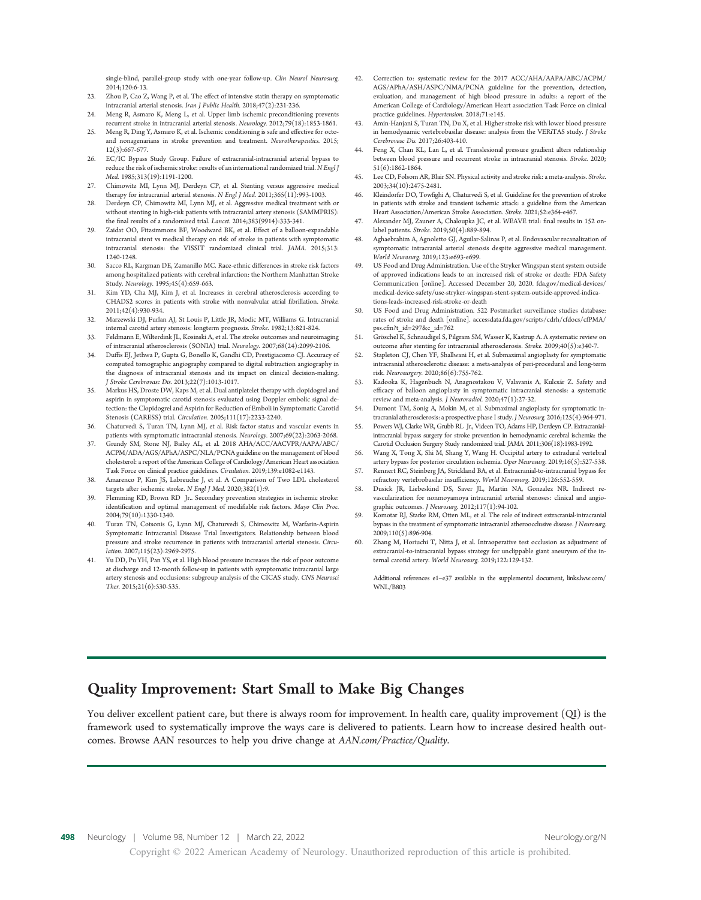single-blind, parallel-group study with one-year follow-up. *Clin Neurol Neurosurg.* 2014;120:6-13.

23. Zhou P, Cao Z, Wang P, et al. The effect of intensive statin therapy on symptomatic intracranial arterial stenosis. *Iran J Public Health.* 2018;47(2):231-236.
24. Meng R, Asmaro K, Meng L, et al. Upper limb ischemic preconditioning prevents recurrent stroke in intracranial arterial stenosis. *Neurology.* 2012;79(18):1853-1861.
25. Meng R, Ding Y, Asmaro K, et al. Ischemic conditioning is safe and effective for octo- and nonagenarians in stroke prevention and treatment. *Neurotherapeutics.* 2015;12(3):667-677.
26. EC/IC Bypass Study Group. Failure of extracranial-intracranial arterial bypass to reduce the risk of ischemic stroke: results of an international randomized trial. *N Engl J Med.* 1985;313(19):1191-1200.
27. Chimowitz MI, Lynn MJ, Derdeyn CP, et al. Stenting versus aggressive medical therapy for intracranial arterial stenosis. *N Engl J Med.* 2011;365(11):993-1003.
28. Derdeyn CP, Chimowitz MI, Lynn MJ, et al. Aggressive medical treatment with or without stenting in high-risk patients with intracranial artery stenosis (SAMMPRIS): the final results of a randomised trial. *Lancet.* 2014;383(9914):333-341.
29. Zaidat OO, Fitzsimmons BF, Woodward BK, et al. Effect of a balloon-expandable intracranial stent vs medical therapy on risk of stroke in patients with symptomatic intracranial stenosis: the VISSIT randomized clinical trial. *JAMA.* 2015;313:1240-1248.
30. Sacco RL, Kargman DE, Zamanillo MC. Race-ethnic differences in stroke risk factors among hospitalized patients with cerebral infarction: the Northern Manhattan Stroke Study. *Neurology.* 1995;45(4):659-663.
31. Kim YD, Cha MJ, Kim J, et al. Increases in cerebral atherosclerosis according to CHADS2 scores in patients with stroke with nonvalvular atrial fibrillation. *Stroke.* 2011;42(4):930-934.
32. Marzewski DJ, Furlan AJ, St Louis P, Little JR, Modic MT, Williams G. Intracranial internal carotid artery stenosis: longterm prognosis. *Stroke.* 1982;13:821-824.
33. Feldmann E, Wilterdink JL, Kosinski A, et al. The stroke outcomes and neuroimaging of intracranial atherosclerosis (SONIA) trial. *Neurology.* 2007;68(24):2099-2106.
34. Duffis EJ, Jethwa P, Gupta G, Bonello K, Gandhi CD, Prestigiacomo CJ. Accuracy of computed tomographic angiography compared to digital subtraction angiography in the diagnosis of intracranial stenosis and its impact on clinical decision-making. *J Stroke Cerebrovasc Dis.* 2013;22(7):1013-1017.
35. Markus HS, Droste DW, Kaps M, et al. Dual antiplatelet therapy with clopidogrel and aspirin in symptomatic carotid stenosis evaluated using Doppler embolic signal detection: the Clopidogrel and Aspirin for Reduction of Emboli in Symptomatic Carotid Stenosis (CARESS) trial. *Circulation.* 2005;111(17):2233-2240.
36. Chaturvedi S, Turan TN, Lynn MJ, et al. Risk factor status and vascular events in patients with symptomatic intracranial stenosis. *Neurology.* 2007;69(22):2063-2068.
37. Grundy SM, Stone NJ, Bailey AL, et al. 2018 AHA/ACC/AACVPR/AAPA/ABC/ACPM/ADA/AGS/APhA/ASPC/NLA/PCNA guideline on the management of blood cholesterol: a report of the American College of Cardiology/American Heart association Task Force on clinical practice guidelines. *Circulation.* 2019;139:e1082-e1143.
38. Amarenco P, Kim JS, Labreuche J, et al. A Comparison of Two LDL cholesterol targets after ischemic stroke. *N Engl J Med.* 2020;382(1):9.
39. Flemming KD, Brown RD Jr.. Secondary prevention strategies in ischemic stroke: identification and optimal management of modifiable risk factors. *Mayo Clin Proc.* 2004;79(10):1330-1340.
40. Turan TN, Cotsonis G, Lynn MJ, Chaturvedi S, Chimowitz M, Warfarin-Aspirin Symptomatic Intracranial Disease Trial Investigators. Relationship between blood pressure and stroke recurrence in patients with intracranial arterial stenosis. *Circulation.* 2007;115(23):2969-2975.
41. Yu DD, Pu YH, Pan YS, et al. High blood pressure increases the risk of poor outcome at discharge and 12-month follow-up in patients with symptomatic intracranial large artery stenosis and occlusions: subgroup analysis of the CICAS study. *CNS Neurosci Ther.* 2015;21(6):530-535.
42. Correction to: systematic review for the 2017 ACC/AHA/AAPA/ABC/ACPM/AGS/APhA/ASH/ASPC/NMA/PCNA guideline for the prevention, detection, evaluation, and management of high blood pressure in adults: a report of the American College of Cardiology/American Heart association Task Force on clinical practice guidelines. *Hypertension.* 2018;71:e145.
43. Amin-Hanjani S, Turan TN, Du X, et al. Higher stroke risk with lower blood pressure in hemodynamic vertebrobasilar disease: analysis from the VERiTAS study. *J Stroke Cerebrovasc Dis.* 2017;26:403-410.
44. Feng X, Chan KL, Lan L, et al. Translesional pressure gradient alters relationship between blood pressure and recurrent stroke in intracranial stenosis. *Stroke.* 2020;51(6):1862-1864.
45. Lee CD, Folsom AR, Blair SN. Physical activity and stroke risk: a meta-analysis. *Stroke.* 2003;34(10):2475-2481.
46. Kleindorfer DO, Towfighi A, Chaturvedi S, et al. Guideline for the prevention of stroke in patients with stroke and transient ischemic attack: a guideline from the American Heart Association/American Stroke Association. *Stroke.* 2021;52:e364-e467.
47. Alexander MJ, Zauner A, Chaloupka JC, et al. WEAVE trial: final results in 152 on-label patients. *Stroke.* 2019;50(4):889-894.
48. Aghaebrahim A, Agnoletto GJ, Aguilar-Salinas P, et al. Endovascular recanalization of symptomatic intracranial arterial stenosis despite aggressive medical management. *World Neurosurg.* 2019;123:e693-e699.
49. US Food and Drug Administration. Use of the Stryker Wingspan stent system outside of approved indications leads to an increased risk of stroke or death: FDA Safety Communication [online]. Accessed December 20, 2020. fda.gov/medical-devices/medical-device-safety/use-stryker-wingspan-stent-system-outside-approved-indications-leads-increased-risk-stroke-or-death
50. US Food and Drug Administration. 522 Postmarket surveillance studies database: rates of stroke and death [online]. accessdata.fda.gov/scripts/cdrh/cfdocs/cfPMA/pss.cfm?t_id=297&c_id=762
51. Gröschel K, Schnaudigel S, Pilgram SM, Wasser K, Kastrup A. A systematic review on outcome after stenting for intracranial atherosclerosis. *Stroke.* 2009;40(5):e340-7.
52. Stapleton CJ, Chen YF, Shallwani H, et al. Submaximal angioplasty for symptomatic intracranial atherosclerotic disease: a meta-analysis of peri-procedural and long-term risk. *Neurosurgery.* 2020;86(6):755-762.
53. Kadooka K, Hagenbuch N, Anagnostakou V, Valavanis A, Kulcsár Z. Safety and efficacy of balloon angioplasty in symptomatic intracranial stenosis: a systematic review and meta-analysis. *J Neuroradiol.* 2020;47(1):27-32.
54. Dumont TM, Sonig A, Mokin M, et al. Submaximal angioplasty for symptomatic intracranial atherosclerosis: a prospective phase I study. *J Neurosurg.* 2016;125(4):964-971.
55. Powers WJ, Clarke WR, Grubb RL Jr., Videen TO, Adams HP, Derdeyn CP. Extracranial-intracranial bypass surgery for stroke prevention in hemodynamic cerebral ischemia: the Carotid Occlusion Surgery Study randomized trial. *JAMA.* 2011;306(18):1983-1992.
56. Wang X, Tong X, Shi M, Shang Y, Wang H. Occipital artery to extradural vertebral artery bypass for posterior circulation ischemia. *Oper Neurosurg.* 2019;16(5):527-538.
57. Rennert RC, Steinberg JA, Strickland BA, et al. Extracranial-to-intracranial bypass for refractory vertebrobasilar insufficiency. *World Neurosurg.* 2019;126:552-559.
58. Dusick JR, Liebeskind DS, Saver JL, Martin NA, Gonzalez NR. Indirect revascularization for nonmoyamoya intracranial arterial stenoses: clinical and angiographic outcomes. *J Neurosurg.* 2012;117(1):94-102.
59. Komotar RJ, Starke RM, Otten ML, et al. The role of indirect extracranial-intracranial bypass in the treatment of symptomatic intracranial atheroocclusive disease. *J Neurosurg.* 2009;110(5):896-904.
60. Zhang M, Horiuchi T, Nitta J, et al. Intraoperative test occlusion as adjustment of extracranial-to-intracranial bypass strategy for unclippable giant aneurysm of the internal carotid artery. *World Neurosurg.* 2019;122:129-132.

Additional references e1–e37 available in the supplemental document, links.lww.com/WNL/B803

## Quality Improvement: Start Small to Make Big Changes

You deliver excellent patient care, but there is always room for improvement. In health care, quality improvement (QI) is the framework used to systematically improve the ways care is delivered to patients. Learn how to increase desired health outcomes. Browse AAN resources to help you drive change at *AAN.com/Practice/Quality*.

Copyright © 2022 American Academy of Neurology. Unauthorized reproduction of this article is prohibited.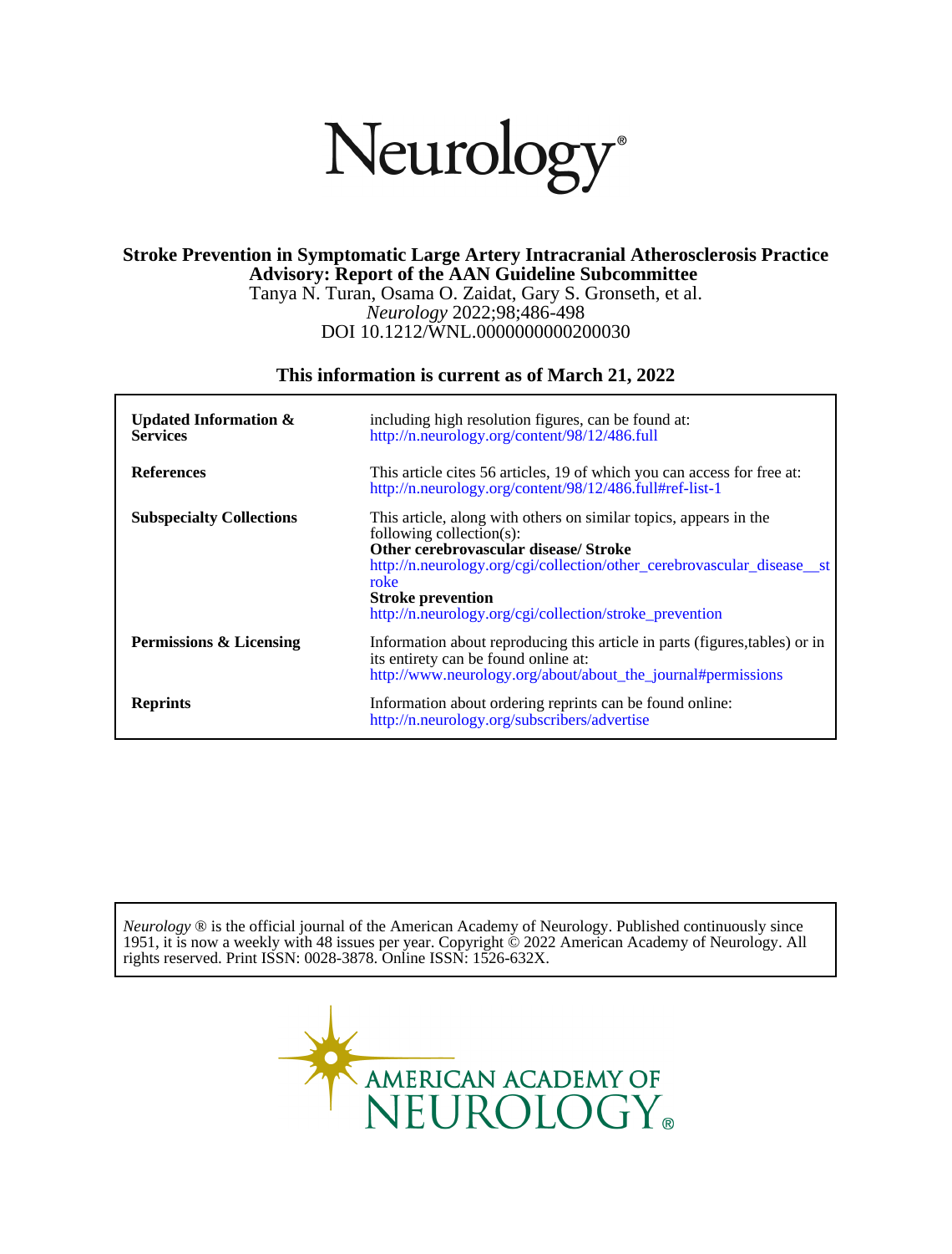# Neurology®

**Stroke Prevention in Symptomatic Large Artery Intracranial Atherosclerosis Practice Advisory: Report of the AAN Guideline Subcommittee**

Tanya N. Turan, Osama O. Zaidat, Gary S. Gronseth, et al.

*Neurology* 2022;98;486-498

DOI 10.1212/WNL.0000000000200030

**This information is current as of March 21, 2022**

| | |
|---|---|
| **Updated Information & Services** | including high resolution figures, can be found at: http://n.neurology.org/content/98/12/486.full |
| **References** | This article cites 56 articles, 19 of which you can access for free at: http://n.neurology.org/content/98/12/486.full#ref-list-1 |
| **Subspecialty Collections** | This article, along with others on similar topics, appears in the following collection(s): **Other cerebrovascular disease/ Stroke** http://n.neurology.org/cgi/collection/other_cerebrovascular_disease__stroke **Stroke prevention** http://n.neurology.org/cgi/collection/stroke_prevention |
| **Permissions & Licensing** | Information about reproducing this article in parts (figures,tables) or in its entirety can be found online at: http://www.neurology.org/about/about_the_journal#permissions |
| **Reprints** | Information about ordering reprints can be found online: http://n.neurology.org/subscribers/advertise |

*Neurology* ® is the official journal of the American Academy of Neurology. Published continuously since 1951, it is now a weekly with 48 issues per year. Copyright © 2022 American Academy of Neurology. All rights reserved. Print ISSN: 0028-3878. Online ISSN: 1526-632X.

AMERICAN ACADEMY OF NEUROLOGY®